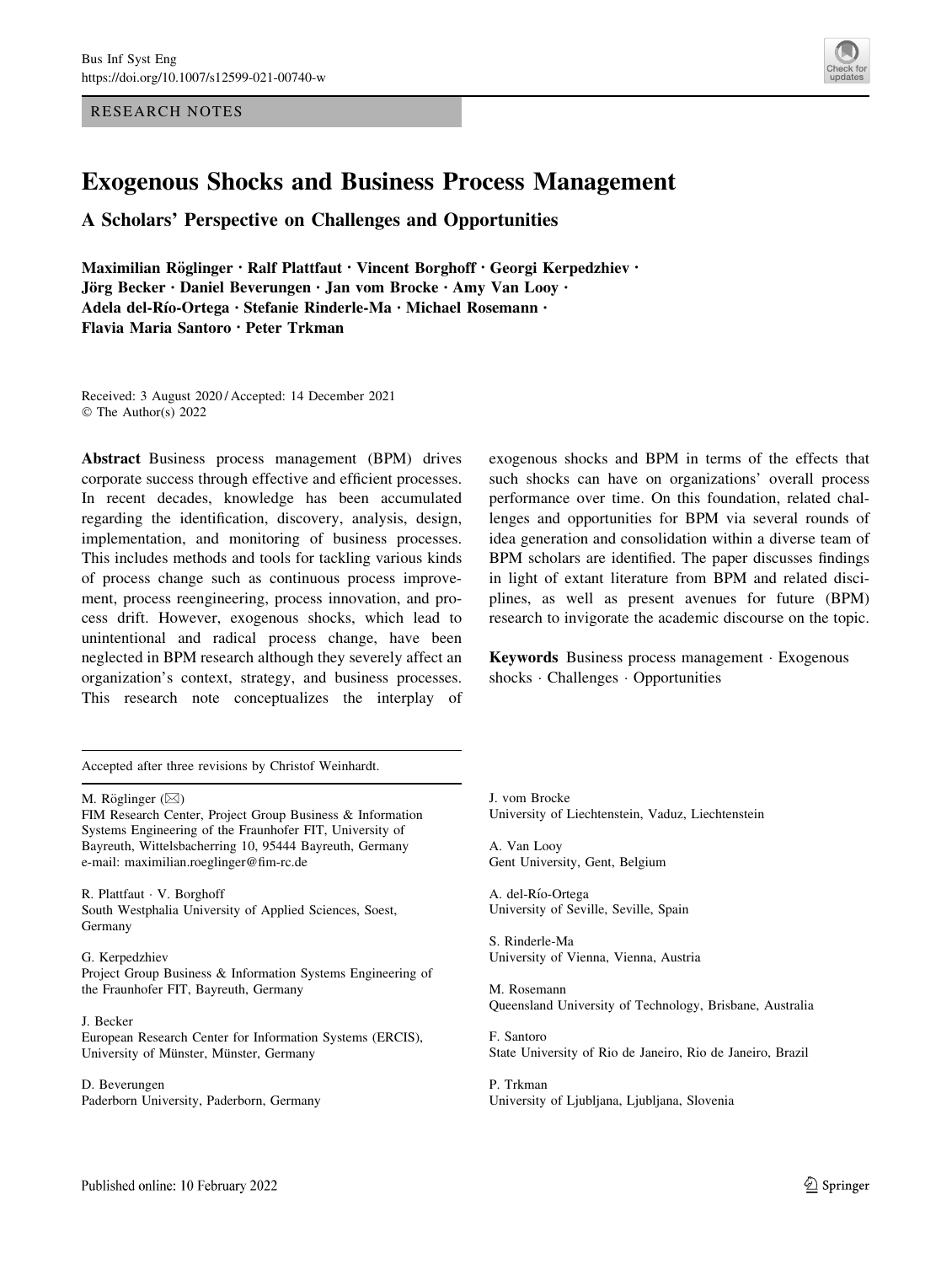RESEARCH NOTES

# Exogenous Shocks and Business Process Management

## A Scholars' Perspective on Challenges and Opportunities

Maximilian Röglinger · Ralf Plattfaut · Vincent Borghoff · Georgi Kerpedzhiev · Jörg Becker · Daniel Beverungen · Jan vom Brocke · Amy Van Looy · Adela del-Río-Ortega · Stefanie Rinderle-Ma · Michael Rosemann · Flavia Maria Santoro · Peter Trkman

Received: 3 August 2020 / Accepted: 14 December 2021
© The Author(s) 2022

**Abstract** Business process management (BPM) drives corporate success through effective and efficient processes. In recent decades, knowledge has been accumulated regarding the identification, discovery, analysis, design, implementation, and monitoring of business processes. This includes methods and tools for tackling various kinds of process change such as continuous process improvement, process reengineering, process innovation, and process drift. However, exogenous shocks, which lead to unintentional and radical process change, have been neglected in BPM research although they severely affect an organization's context, strategy, and business processes. This research note conceptualizes the interplay of exogenous shocks and BPM in terms of the effects that such shocks can have on organizations' overall process performance over time. On this foundation, related challenges and opportunities for BPM via several rounds of idea generation and consolidation within a diverse team of BPM scholars are identified. The paper discusses findings in light of extant literature from BPM and related disciplines, as well as present avenues for future (BPM) research to invigorate the academic discourse on the topic.

**Keywords** Business process management · Exogenous shocks · Challenges · Opportunities

Accepted after three revisions by Christof Weinhardt.

M. Röglinger (✉)
FIM Research Center, Project Group Business & Information Systems Engineering of the Fraunhofer FIT, University of Bayreuth, Wittelsbacherring 10, 95444 Bayreuth, Germany
e-mail: maximilian.roeglinger@fim-rc.de

R. Plattfaut · V. Borghoff
South Westphalia University of Applied Sciences, Soest, Germany

G. Kerpedzhiev
Project Group Business & Information Systems Engineering of the Fraunhofer FIT, Bayreuth, Germany

J. Becker
European Research Center for Information Systems (ERCIS), University of Münster, Münster, Germany

D. Beverungen
Paderborn University, Paderborn, Germany

J. vom Brocke
University of Liechtenstein, Vaduz, Liechtenstein

A. Van Looy
Gent University, Gent, Belgium

A. del-Río-Ortega
University of Seville, Seville, Spain

S. Rinderle-Ma
University of Vienna, Vienna, Austria

M. Rosemann
Queensland University of Technology, Brisbane, Australia

F. Santoro
State University of Rio de Janeiro, Rio de Janeiro, Brazil

P. Trkman
University of Ljubljana, Ljubljana, Slovenia

Published online: 10 February 2022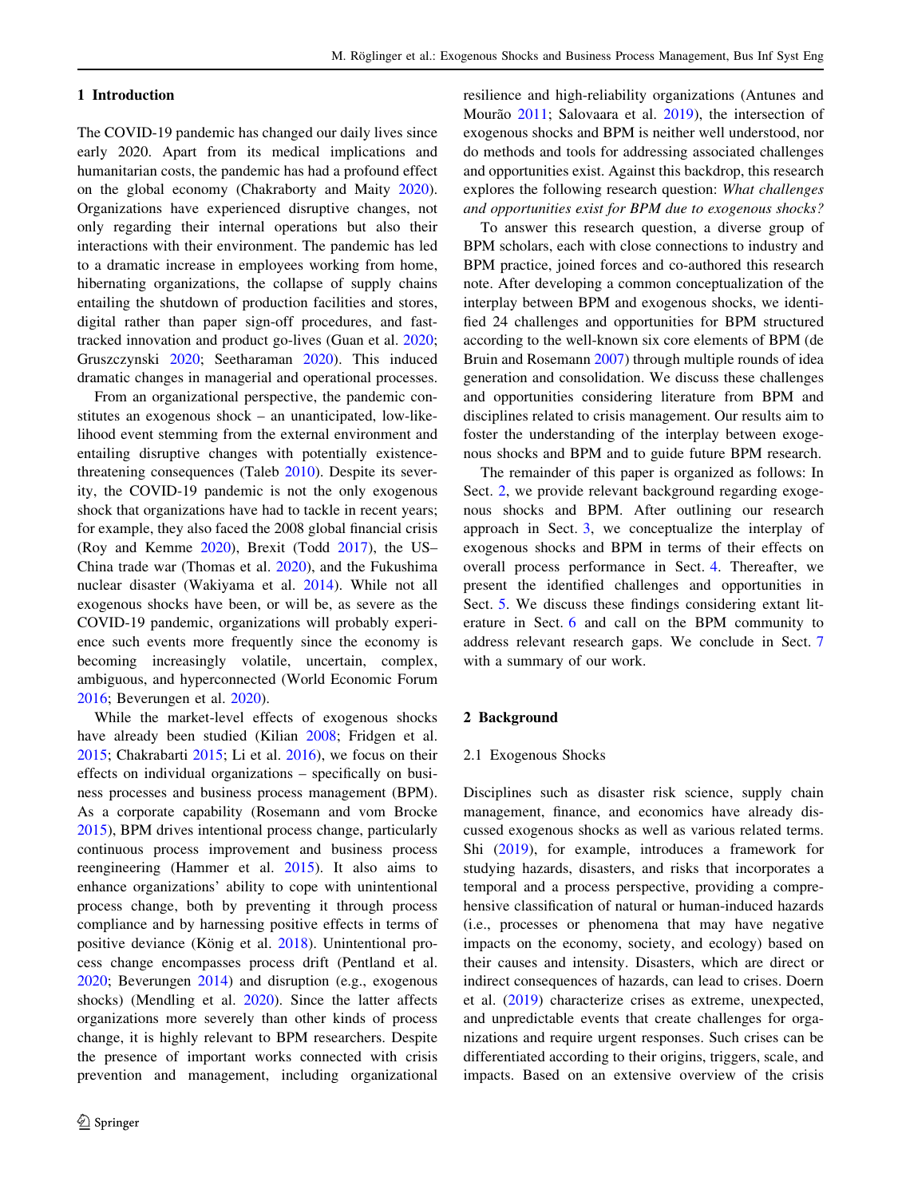## 1 Introduction

The COVID-19 pandemic has changed our daily lives since early 2020. Apart from its medical implications and humanitarian costs, the pandemic has had a profound effect on the global economy (Chakraborty and Maity 2020). Organizations have experienced disruptive changes, not only regarding their internal operations but also their interactions with their environment. The pandemic has led to a dramatic increase in employees working from home, hibernating organizations, the collapse of supply chains entailing the shutdown of production facilities and stores, digital rather than paper sign-off procedures, and fast-tracked innovation and product go-lives (Guan et al. 2020; Gruszczynski 2020; Seetharaman 2020). This induced dramatic changes in managerial and operational processes.

From an organizational perspective, the pandemic constitutes an exogenous shock – an unanticipated, low-likelihood event stemming from the external environment and entailing disruptive changes with potentially existence-threatening consequences (Taleb 2010). Despite its severity, the COVID-19 pandemic is not the only exogenous shock that organizations have had to tackle in recent years; for example, they also faced the 2008 global financial crisis (Roy and Kemme 2020), Brexit (Todd 2017), the US–China trade war (Thomas et al. 2020), and the Fukushima nuclear disaster (Wakiyama et al. 2014). While not all exogenous shocks have been, or will be, as severe as the COVID-19 pandemic, organizations will probably experience such events more frequently since the economy is becoming increasingly volatile, uncertain, complex, ambiguous, and hyperconnected (World Economic Forum 2016; Beverungen et al. 2020).

While the market-level effects of exogenous shocks have already been studied (Kilian 2008; Fridgen et al. 2015; Chakrabarti 2015; Li et al. 2016), we focus on their effects on individual organizations – specifically on business processes and business process management (BPM). As a corporate capability (Rosemann and vom Brocke 2015), BPM drives intentional process change, particularly continuous process improvement and business process reengineering (Hammer et al. 2015). It also aims to enhance organizations' ability to cope with unintentional process change, both by preventing it through process compliance and by harnessing positive effects in terms of positive deviance (König et al. 2018). Unintentional process change encompasses process drift (Pentland et al. 2020; Beverungen 2014) and disruption (e.g., exogenous shocks) (Mendling et al. 2020). Since the latter affects organizations more severely than other kinds of process change, it is highly relevant to BPM researchers. Despite the presence of important works connected with crisis prevention and management, including organizational resilience and high-reliability organizations (Antunes and Mourão 2011; Salovaara et al. 2019), the intersection of exogenous shocks and BPM is neither well understood, nor do methods and tools for addressing associated challenges and opportunities exist. Against this backdrop, this research explores the following research question: *What challenges and opportunities exist for BPM due to exogenous shocks?*

To answer this research question, a diverse group of BPM scholars, each with close connections to industry and BPM practice, joined forces and co-authored this research note. After developing a common conceptualization of the interplay between BPM and exogenous shocks, we identified 24 challenges and opportunities for BPM structured according to the well-known six core elements of BPM (de Bruin and Rosemann 2007) through multiple rounds of idea generation and consolidation. We discuss these challenges and opportunities considering literature from BPM and disciplines related to crisis management. Our results aim to foster the understanding of the interplay between exogenous shocks and BPM and to guide future BPM research.

The remainder of this paper is organized as follows: In Sect. 2, we provide relevant background regarding exogenous shocks and BPM. After outlining our research approach in Sect. 3, we conceptualize the interplay of exogenous shocks and BPM in terms of their effects on overall process performance in Sect. 4. Thereafter, we present the identified challenges and opportunities in Sect. 5. We discuss these findings considering extant literature in Sect. 6 and call on the BPM community to address relevant research gaps. We conclude in Sect. 7 with a summary of our work.

## 2 Background

### 2.1 Exogenous Shocks

Disciplines such as disaster risk science, supply chain management, finance, and economics have already discussed exogenous shocks as well as various related terms. Shi (2019), for example, introduces a framework for studying hazards, disasters, and risks that incorporates a temporal and a process perspective, providing a comprehensive classification of natural or human-induced hazards (i.e., processes or phenomena that may have negative impacts on the economy, society, and ecology) based on their causes and intensity. Disasters, which are direct or indirect consequences of hazards, can lead to crises. Doern et al. (2019) characterize crises as extreme, unexpected, and unpredictable events that create challenges for organizations and require urgent responses. Such crises can be differentiated according to their origins, triggers, scale, and impacts. Based on an extensive overview of the crisis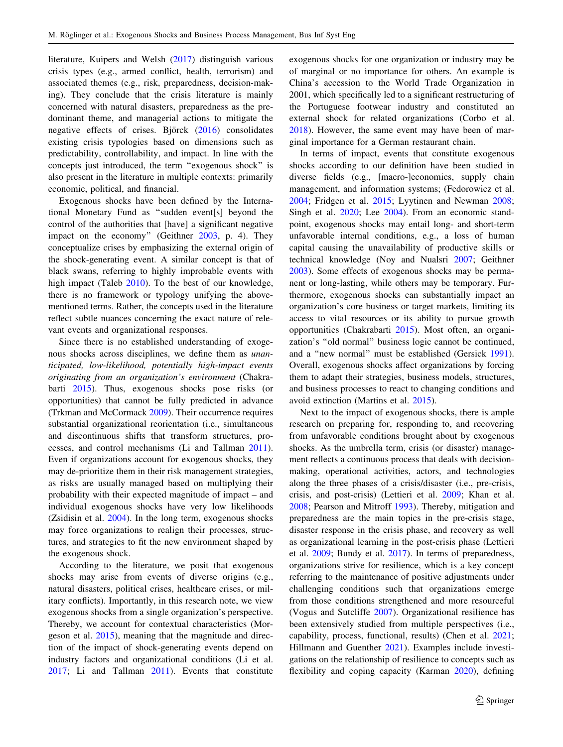literature, Kuipers and Welsh (2017) distinguish various crisis types (e.g., armed conflict, health, terrorism) and associated themes (e.g., risk, preparedness, decision-making). They conclude that the crisis literature is mainly concerned with natural disasters, preparedness as the predominant theme, and managerial actions to mitigate the negative effects of crises. Björck (2016) consolidates existing crisis typologies based on dimensions such as predictability, controllability, and impact. In line with the concepts just introduced, the term "exogenous shock" is also present in the literature in multiple contexts: primarily economic, political, and financial.

Exogenous shocks have been defined by the International Monetary Fund as "sudden event[s] beyond the control of the authorities that [have] a significant negative impact on the economy" (Geithner 2003, p. 4). They conceptualize crises by emphasizing the external origin of the shock-generating event. A similar concept is that of black swans, referring to highly improbable events with high impact (Taleb 2010). To the best of our knowledge, there is no framework or typology unifying the above-mentioned terms. Rather, the concepts used in the literature reflect subtle nuances concerning the exact nature of relevant events and organizational responses.

Since there is no established understanding of exogenous shocks across disciplines, we define them as *unanticipated, low-likelihood, potentially high-impact events originating from an organization's environment* (Chakrabarti 2015). Thus, exogenous shocks pose risks (or opportunities) that cannot be fully predicted in advance (Trkman and McCormack 2009). Their occurrence requires substantial organizational reorientation (i.e., simultaneous and discontinuous shifts that transform structures, processes, and control mechanisms (Li and Tallman 2011). Even if organizations account for exogenous shocks, they may de-prioritize them in their risk management strategies, as risks are usually managed based on multiplying their probability with their expected magnitude of impact – and individual exogenous shocks have very low likelihoods (Zsidisin et al. 2004). In the long term, exogenous shocks may force organizations to realign their processes, structures, and strategies to fit the new environment shaped by the exogenous shock.

According to the literature, we posit that exogenous shocks may arise from events of diverse origins (e.g., natural disasters, political crises, healthcare crises, or military conflicts). Importantly, in this research note, we view exogenous shocks from a single organization's perspective. Thereby, we account for contextual characteristics (Morgeson et al. 2015), meaning that the magnitude and direction of the impact of shock-generating events depend on industry factors and organizational conditions (Li et al. 2017; Li and Tallman 2011). Events that constitute exogenous shocks for one organization or industry may be of marginal or no importance for others. An example is China's accession to the World Trade Organization in 2001, which specifically led to a significant restructuring of the Portuguese footwear industry and constituted an external shock for related organizations (Corbo et al. 2018). However, the same event may have been of marginal importance for a German restaurant chain.

In terms of impact, events that constitute exogenous shocks according to our definition have been studied in diverse fields (e.g., [macro-]economics, supply chain management, and information systems; (Fedorowicz et al. 2004; Fridgen et al. 2015; Lyytinen and Newman 2008; Singh et al. 2020; Lee 2004). From an economic standpoint, exogenous shocks may entail long- and short-term unfavorable internal conditions, e.g., a loss of human capital causing the unavailability of productive skills or technical knowledge (Noy and Nualsri 2007; Geithner 2003). Some effects of exogenous shocks may be permanent or long-lasting, while others may be temporary. Furthermore, exogenous shocks can substantially impact an organization's core business or target markets, limiting its access to vital resources or its ability to pursue growth opportunities (Chakrabarti 2015). Most often, an organization's "old normal" business logic cannot be continued, and a "new normal" must be established (Gersick 1991). Overall, exogenous shocks affect organizations by forcing them to adapt their strategies, business models, structures, and business processes to react to changing conditions and avoid extinction (Martins et al. 2015).

Next to the impact of exogenous shocks, there is ample research on preparing for, responding to, and recovering from unfavorable conditions brought about by exogenous shocks. As the umbrella term, crisis (or disaster) management reflects a continuous process that deals with decision-making, operational activities, actors, and technologies along the three phases of a crisis/disaster (i.e., pre-crisis, crisis, and post-crisis) (Lettieri et al. 2009; Khan et al. 2008; Pearson and Mitroff 1993). Thereby, mitigation and preparedness are the main topics in the pre-crisis stage, disaster response in the crisis phase, and recovery as well as organizational learning in the post-crisis phase (Lettieri et al. 2009; Bundy et al. 2017). In terms of preparedness, organizations strive for resilience, which is a key concept referring to the maintenance of positive adjustments under challenging conditions such that organizations emerge from those conditions strengthened and more resourceful (Vogus and Sutcliffe 2007). Organizational resilience has been extensively studied from multiple perspectives (i.e., capability, process, functional, results) (Chen et al. 2021; Hillmann and Guenther 2021). Examples include investigations on the relationship of resilience to concepts such as flexibility and coping capacity (Karman 2020), defining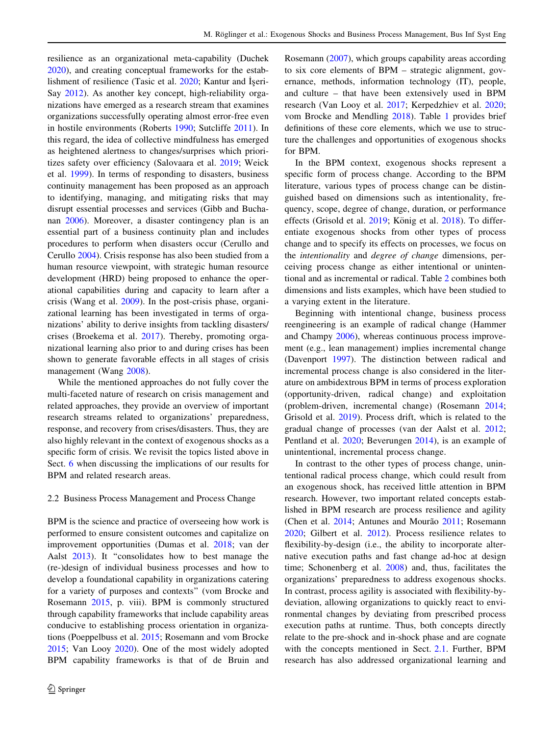resilience as an organizational meta-capability (Duchek 2020), and creating conceptual frameworks for the establishment of resilience (Tasic et al. 2020; Kantur and İşeri-Say 2012). As another key concept, high-reliability organizations have emerged as a research stream that examines organizations successfully operating almost error-free even in hostile environments (Roberts 1990; Sutcliffe 2011). In this regard, the idea of collective mindfulness has emerged as heightened alertness to changes/surprises which prioritizes safety over efficiency (Salovaara et al. 2019; Weick et al. 1999). In terms of responding to disasters, business continuity management has been proposed as an approach to identifying, managing, and mitigating risks that may disrupt essential processes and services (Gibb and Buchanan 2006). Moreover, a disaster contingency plan is an essential part of a business continuity plan and includes procedures to perform when disasters occur (Cerullo and Cerullo 2004). Crisis response has also been studied from a human resource viewpoint, with strategic human resource development (HRD) being proposed to enhance the operational capabilities during and capacity to learn after a crisis (Wang et al. 2009). In the post-crisis phase, organizational learning has been investigated in terms of organizations' ability to derive insights from tackling disasters/crises (Broekema et al. 2017). Thereby, promoting organizational learning also prior to and during crises has been shown to generate favorable effects in all stages of crisis management (Wang 2008).

While the mentioned approaches do not fully cover the multi-faceted nature of research on crisis management and related approaches, they provide an overview of important research streams related to organizations' preparedness, response, and recovery from crises/disasters. Thus, they are also highly relevant in the context of exogenous shocks as a specific form of crisis. We revisit the topics listed above in Sect. 6 when discussing the implications of our results for BPM and related research areas.

### 2.2 Business Process Management and Process Change

BPM is the science and practice of overseeing how work is performed to ensure consistent outcomes and capitalize on improvement opportunities (Dumas et al. 2018; van der Aalst 2013). It "consolidates how to best manage the (re-)design of individual business processes and how to develop a foundational capability in organizations catering for a variety of purposes and contexts" (vom Brocke and Rosemann 2015, p. viii). BPM is commonly structured through capability frameworks that include capability areas conducive to establishing process orientation in organizations (Poeppelbuss et al. 2015; Rosemann and vom Brocke 2015; Van Looy 2020). One of the most widely adopted BPM capability frameworks is that of de Bruin and Rosemann (2007), which groups capability areas according to six core elements of BPM – strategic alignment, governance, methods, information technology (IT), people, and culture – that have been extensively used in BPM research (Van Looy et al. 2017; Kerpedzhiev et al. 2020; vom Brocke and Mendling 2018). Table 1 provides brief definitions of these core elements, which we use to structure the challenges and opportunities of exogenous shocks for BPM.

In the BPM context, exogenous shocks represent a specific form of process change. According to the BPM literature, various types of process change can be distinguished based on dimensions such as intentionality, frequency, scope, degree of change, duration, or performance effects (Grisold et al. 2019; König et al. 2018). To differentiate exogenous shocks from other types of process change and to specify its effects on processes, we focus on the *intentionality* and *degree of change* dimensions, perceiving process change as either intentional or unintentional and as incremental or radical. Table 2 combines both dimensions and lists examples, which have been studied to a varying extent in the literature.

Beginning with intentional change, business process reengineering is an example of radical change (Hammer and Champy 2006), whereas continuous process improvement (e.g., lean management) implies incremental change (Davenport 1997). The distinction between radical and incremental process change is also considered in the literature on ambidextrous BPM in terms of process exploration (opportunity-driven, radical change) and exploitation (problem-driven, incremental change) (Rosemann 2014; Grisold et al. 2019). Process drift, which is related to the gradual change of processes (van der Aalst et al. 2012; Pentland et al. 2020; Beverungen 2014), is an example of unintentional, incremental process change.

In contrast to the other types of process change, unintentional radical process change, which could result from an exogenous shock, has received little attention in BPM research. However, two important related concepts established in BPM research are process resilience and agility (Chen et al. 2014; Antunes and Mourão 2011; Rosemann 2020; Gilbert et al. 2012). Process resilience relates to flexibility-by-design (i.e., the ability to incorporate alternative execution paths and fast change ad-hoc at design time; Schonenberg et al. 2008) and, thus, facilitates the organizations' preparedness to address exogenous shocks. In contrast, process agility is associated with flexibility-by-deviation, allowing organizations to quickly react to environmental changes by deviating from prescribed process execution paths at runtime. Thus, both concepts directly relate to the pre-shock and in-shock phase and are cognate with the concepts mentioned in Sect. 2.1. Further, BPM research has also addressed organizational learning and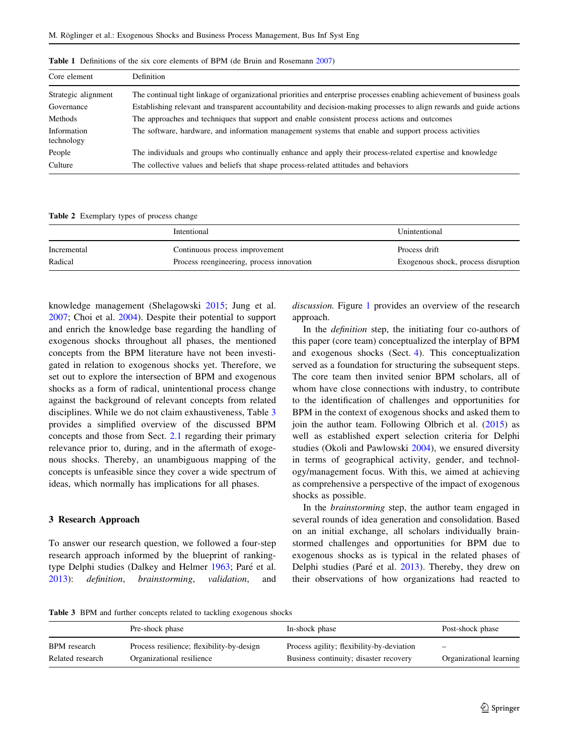Table 1 Definitions of the six core elements of BPM (de Bruin and Rosemann 2007)

| Core element | Definition |
| --- | --- |
| Strategic alignment | The continual tight linkage of organizational priorities and enterprise processes enabling achievement of business goals |
| Governance | Establishing relevant and transparent accountability and decision-making processes to align rewards and guide actions |
| Methods | The approaches and techniques that support and enable consistent process actions and outcomes |
| Information technology | The software, hardware, and information management systems that enable and support process activities |
| People | The individuals and groups who continually enhance and apply their process-related expertise and knowledge |
| Culture | The collective values and beliefs that shape process-related attitudes and behaviors |

Table 2 Exemplary types of process change

| | Intentional | Unintentional |
| --- | --- | --- |
| Incremental | Continuous process improvement | Process drift |
| Radical | Process reengineering, process innovation | Exogenous shock, process disruption |

knowledge management (Shelagowski 2015; Jung et al. 2007; Choi et al. 2004). Despite their potential to support and enrich the knowledge base regarding the handling of exogenous shocks throughout all phases, the mentioned concepts from the BPM literature have not been investigated in relation to exogenous shocks yet. Therefore, we set out to explore the intersection of BPM and exogenous shocks as a form of radical, unintentional process change against the background of relevant concepts from related disciplines. While we do not claim exhaustiveness, Table 3 provides a simplified overview of the discussed BPM concepts and those from Sect. 2.1 regarding their primary relevance prior to, during, and in the aftermath of exogenous shocks. Thereby, an unambiguous mapping of the concepts is unfeasible since they cover a wide spectrum of ideas, which normally has implications for all phases.

## 3 Research Approach

To answer our research question, we followed a four-step research approach informed by the blueprint of ranking-type Delphi studies (Dalkey and Helmer 1963; Paré et al. 2013): *definition*, *brainstorming*, *validation*, and *discussion*. Figure 1 provides an overview of the research approach.

In the *definition* step, the initiating four co-authors of this paper (core team) conceptualized the interplay of BPM and exogenous shocks (Sect. 4). This conceptualization served as a foundation for structuring the subsequent steps. The core team then invited senior BPM scholars, all of whom have close connections with industry, to contribute to the identification of challenges and opportunities for BPM in the context of exogenous shocks and asked them to join the author team. Following Olbrich et al. (2015) as well as established expert selection criteria for Delphi studies (Okoli and Pawlowski 2004), we ensured diversity in terms of geographical activity, gender, and technology/management focus. With this, we aimed at achieving as comprehensive a perspective of the impact of exogenous shocks as possible.

In the *brainstorming* step, the author team engaged in several rounds of idea generation and consolidation. Based on an initial exchange, all scholars individually brainstormed challenges and opportunities for BPM due to exogenous shocks as is typical in the related phases of Delphi studies (Paré et al. 2013). Thereby, they drew on their observations of how organizations had reacted to

Table 3 BPM and further concepts related to tackling exogenous shocks

| | Pre-shock phase | In-shock phase | Post-shock phase |
| --- | --- | --- | --- |
| BPM research | Process resilience; flexibility-by-design | Process agility; flexibility-by-deviation | – |
| Related research | Organizational resilience | Business continuity; disaster recovery | Organizational learning |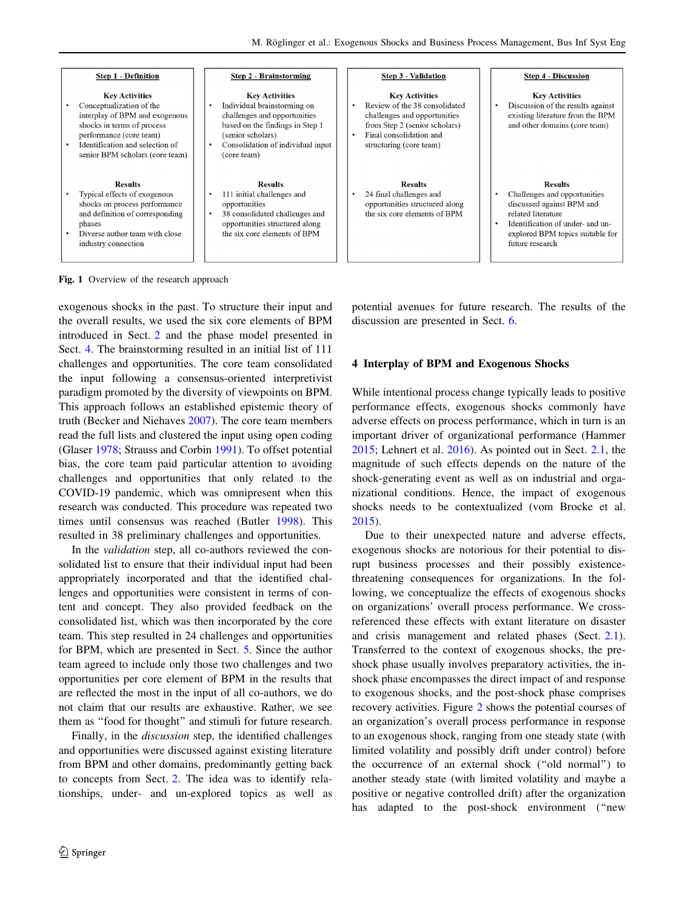| Step 1 - Definition | Step 2 - Brainstorming | Step 3 - Validation | Step 4 - Discussion |
|---|---|---|---|
| **Key Activities**<br>• Conceptualization of the interplay of BPM and exogenous shocks in terms of process performance (core team)<br>• Identification and selection of senior BPM scholars (core team) | **Key Activities**<br>• Individual brainstorming on challenges and opportunities based on the findings in Step 1 (senior scholars)<br>• Consolidation of individual input (core team) | **Key Activities**<br>• Review of the 38 consolidated challenges and opportunities from Step 2 (senior scholars)<br>• Final consolidation and structuring (core team) | **Key Activities**<br>• Discussion of the results against existing literature from the BPM and other domains (core team) |
| **Results**<br>• Typical effects of exogenous shocks on process performance and definition of corresponding phases<br>• Diverse author team with close industry connection | **Results**<br>• 111 initial challenges and opportunities<br>• 38 consolidated challenges and opportunities structured along the six core elements of BPM | **Results**<br>• 24 final challenges and opportunities structured along the six core elements of BPM | **Results**<br>• Challenges and opportunities discussed against BPM and related literature<br>• Identification of under- and un-explored BPM topics suitable for future research |

**Fig. 1** Overview of the research approach

exogenous shocks in the past. To structure their input and the overall results, we used the six core elements of BPM introduced in Sect. 2 and the phase model presented in Sect. 4. The brainstorming resulted in an initial list of 111 challenges and opportunities. The core team consolidated the input following a consensus-oriented interpretivist paradigm promoted by the diversity of viewpoints on BPM. This approach follows an established epistemic theory of truth (Becker and Niehaves 2007). The core team members read the full lists and clustered the input using open coding (Glaser 1978; Strauss and Corbin 1991). To offset potential bias, the core team paid particular attention to avoiding challenges and opportunities that only related to the COVID-19 pandemic, which was omnipresent when this research was conducted. This procedure was repeated two times until consensus was reached (Butler 1998). This resulted in 38 preliminary challenges and opportunities.

In the *validation* step, all co-authors reviewed the consolidated list to ensure that their individual input had been appropriately incorporated and that the identified challenges and opportunities were consistent in terms of content and concept. They also provided feedback on the consolidated list, which was then incorporated by the core team. This step resulted in 24 challenges and opportunities for BPM, which are presented in Sect. 5. Since the author team agreed to include only those two challenges and two opportunities per core element of BPM in the results that are reflected the most in the input of all co-authors, we do not claim that our results are exhaustive. Rather, we see them as "food for thought" and stimuli for future research.

Finally, in the *discussion* step, the identified challenges and opportunities were discussed against existing literature from BPM and other domains, predominantly getting back to concepts from Sect. 2. The idea was to identify relationships, under- and un-explored topics as well as potential avenues for future research. The results of the discussion are presented in Sect. 6.

## 4 Interplay of BPM and Exogenous Shocks

While intentional process change typically leads to positive performance effects, exogenous shocks commonly have adverse effects on process performance, which in turn is an important driver of organizational performance (Hammer 2015; Lehnert et al. 2016). As pointed out in Sect. 2.1, the magnitude of such effects depends on the nature of the shock-generating event as well as on industrial and organizational conditions. Hence, the impact of exogenous shocks needs to be contextualized (vom Brocke et al. 2015).

Due to their unexpected nature and adverse effects, exogenous shocks are notorious for their potential to disrupt business processes and their possibly existence-threatening consequences for organizations. In the following, we conceptualize the effects of exogenous shocks on organizations' overall process performance. We cross-referenced these effects with extant literature on disaster and crisis management and related phases (Sect. 2.1). Transferred to the context of exogenous shocks, the pre-shock phase usually involves preparatory activities, the in-shock phase encompasses the direct impact of and response to exogenous shocks, and the post-shock phase comprises recovery activities. Figure 2 shows the potential courses of an organization's overall process performance in response to an exogenous shock, ranging from one steady state (with limited volatility and possibly drift under control) before the occurrence of an external shock ("old normal") to another steady state (with limited volatility and maybe a positive or negative controlled drift) after the organization has adapted to the post-shock environment ("new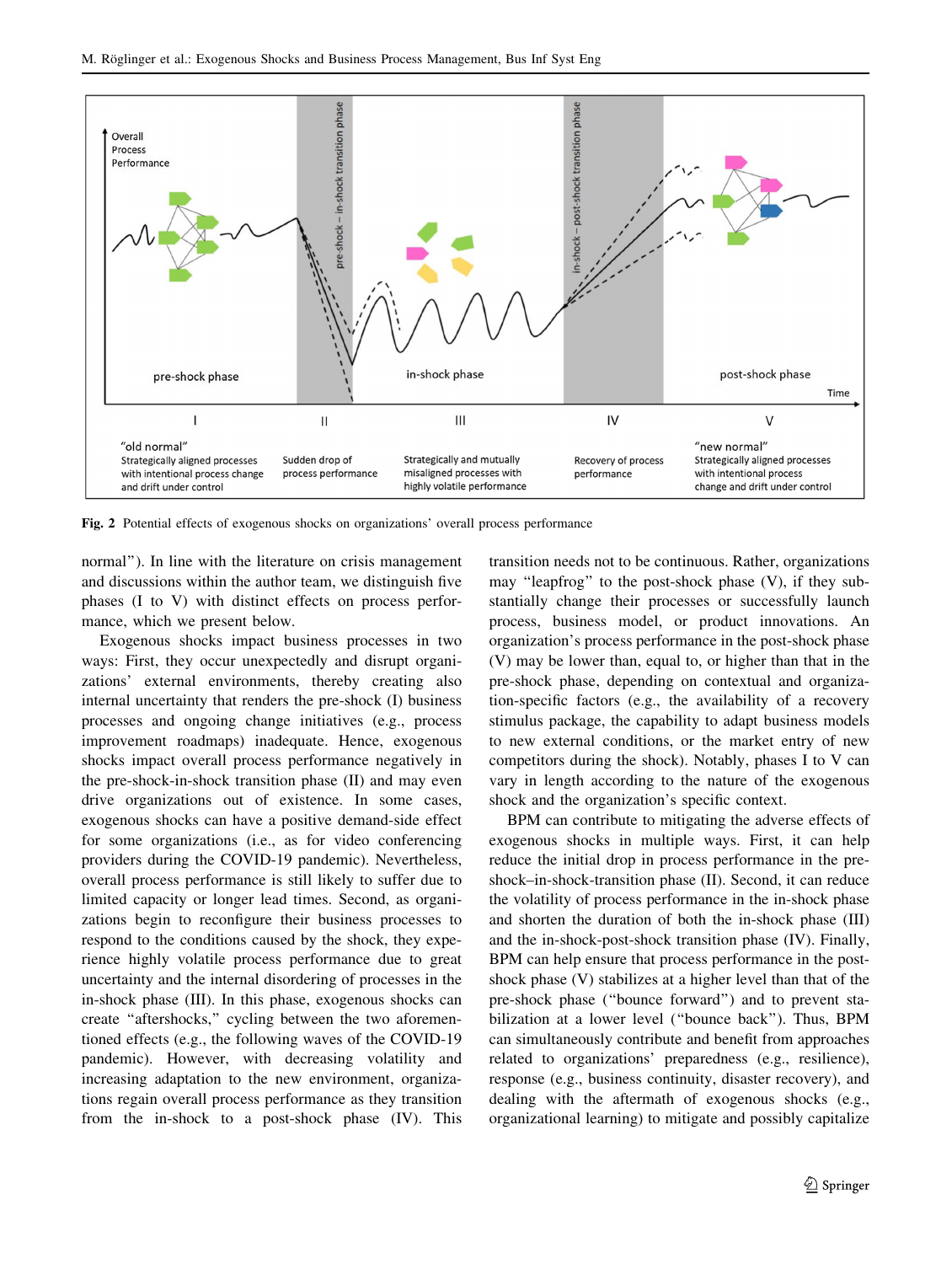**Fig. 2** Potential effects of exogenous shocks on organizations' overall process performance

normal"). In line with the literature on crisis management and discussions within the author team, we distinguish five phases (I to V) with distinct effects on process performance, which we present below.

Exogenous shocks impact business processes in two ways: First, they occur unexpectedly and disrupt organizations' external environments, thereby creating also internal uncertainty that renders the pre-shock (I) business processes and ongoing change initiatives (e.g., process improvement roadmaps) inadequate. Hence, exogenous shocks impact overall process performance negatively in the pre-shock-in-shock transition phase (II) and may even drive organizations out of existence. In some cases, exogenous shocks can have a positive demand-side effect for some organizations (i.e., as for video conferencing providers during the COVID-19 pandemic). Nevertheless, overall process performance is still likely to suffer due to limited capacity or longer lead times. Second, as organizations begin to reconfigure their business processes to respond to the conditions caused by the shock, they experience highly volatile process performance due to great uncertainty and the internal disordering of processes in the in-shock phase (III). In this phase, exogenous shocks can create "aftershocks," cycling between the two aforementioned effects (e.g., the following waves of the COVID-19 pandemic). However, with decreasing volatility and increasing adaptation to the new environment, organizations regain overall process performance as they transition from the in-shock to a post-shock phase (IV). This transition needs not to be continuous. Rather, organizations may "leapfrog" to the post-shock phase (V), if they substantially change their processes or successfully launch process, business model, or product innovations. An organization's process performance in the post-shock phase (V) may be lower than, equal to, or higher than that in the pre-shock phase, depending on contextual and organization-specific factors (e.g., the availability of a recovery stimulus package, the capability to adapt business models to new external conditions, or the market entry of new competitors during the shock). Notably, phases I to V can vary in length according to the nature of the exogenous shock and the organization's specific context.

BPM can contribute to mitigating the adverse effects of exogenous shocks in multiple ways. First, it can help reduce the initial drop in process performance in the pre-shock–in-shock-transition phase (II). Second, it can reduce the volatility of process performance in the in-shock phase and shorten the duration of both the in-shock phase (III) and the in-shock-post-shock transition phase (IV). Finally, BPM can help ensure that process performance in the post-shock phase (V) stabilizes at a higher level than that of the pre-shock phase ("bounce forward") and to prevent stabilization at a lower level ("bounce back"). Thus, BPM can simultaneously contribute and benefit from approaches related to organizations' preparedness (e.g., resilience), response (e.g., business continuity, disaster recovery), and dealing with the aftermath of exogenous shocks (e.g., organizational learning) to mitigate and possibly capitalize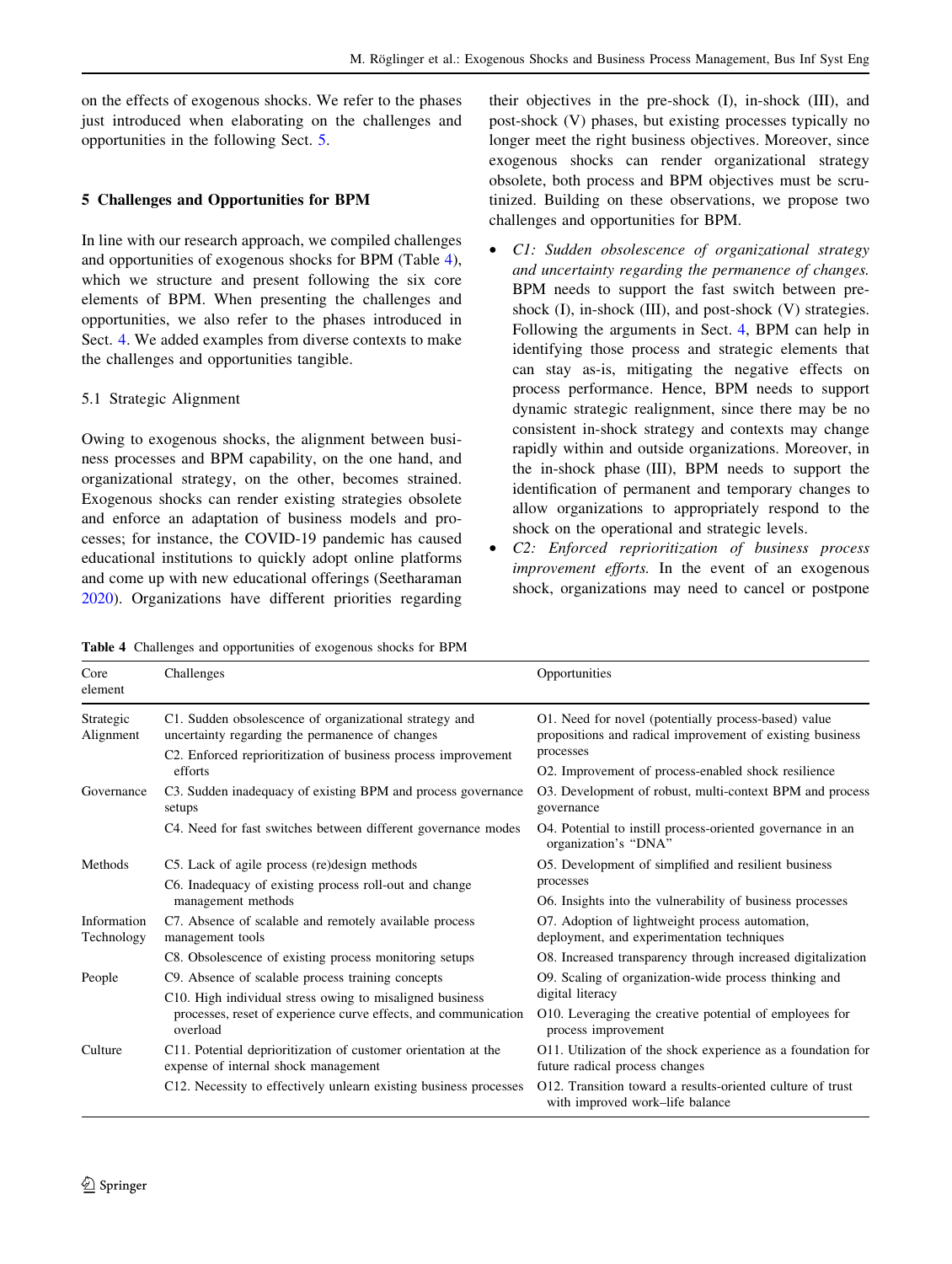on the effects of exogenous shocks. We refer to the phases just introduced when elaborating on the challenges and opportunities in the following Sect. 5.

## 5 Challenges and Opportunities for BPM

In line with our research approach, we compiled challenges and opportunities of exogenous shocks for BPM (Table 4), which we structure and present following the six core elements of BPM. When presenting the challenges and opportunities, we also refer to the phases introduced in Sect. 4. We added examples from diverse contexts to make the challenges and opportunities tangible.

### 5.1 Strategic Alignment

Owing to exogenous shocks, the alignment between business processes and BPM capability, on the one hand, and organizational strategy, on the other, becomes strained. Exogenous shocks can render existing strategies obsolete and enforce an adaptation of business models and processes; for instance, the COVID-19 pandemic has caused educational institutions to quickly adopt online platforms and come up with new educational offerings (Seetharaman 2020). Organizations have different priorities regarding their objectives in the pre-shock (I), in-shock (III), and post-shock (V) phases, but existing processes typically no longer meet the right business objectives. Moreover, since exogenous shocks can render organizational strategy obsolete, both process and BPM objectives must be scrutinized. Building on these observations, we propose two challenges and opportunities for BPM.

- *C1: Sudden obsolescence of organizational strategy and uncertainty regarding the permanence of changes.* BPM needs to support the fast switch between pre-shock (I), in-shock (III), and post-shock (V) strategies. Following the arguments in Sect. 4, BPM can help in identifying those process and strategic elements that can stay as-is, mitigating the negative effects on process performance. Hence, BPM needs to support dynamic strategic realignment, since there may be no consistent in-shock strategy and contexts may change rapidly within and outside organizations. Moreover, in the in-shock phase (III), BPM needs to support the identification of permanent and temporary changes to allow organizations to appropriately respond to the shock on the operational and strategic levels.
- *C2: Enforced reprioritization of business process improvement efforts.* In the event of an exogenous shock, organizations may need to cancel or postpone

**Table 4** Challenges and opportunities of exogenous shocks for BPM

| Core element | Challenges | Opportunities |
|---|---|---|
| Strategic Alignment | C1. Sudden obsolescence of organizational strategy and uncertainty regarding the permanence of changes | O1. Need for novel (potentially process-based) value propositions and radical improvement of existing business processes |
| | C2. Enforced reprioritization of business process improvement efforts | O2. Improvement of process-enabled shock resilience |
| Governance | C3. Sudden inadequacy of existing BPM and process governance setups | O3. Development of robust, multi-context BPM and process governance |
| | C4. Need for fast switches between different governance modes | O4. Potential to instill process-oriented governance in an organization's "DNA" |
| Methods | C5. Lack of agile process (re)design methods | O5. Development of simplified and resilient business processes |
| | C6. Inadequacy of existing process roll-out and change management methods | O6. Insights into the vulnerability of business processes |
| Information Technology | C7. Absence of scalable and remotely available process management tools | O7. Adoption of lightweight process automation, deployment, and experimentation techniques |
| | C8. Obsolescence of existing process monitoring setups | O8. Increased transparency through increased digitalization |
| People | C9. Absence of scalable process training concepts | O9. Scaling of organization-wide process thinking and digital literacy |
| | C10. High individual stress owing to misaligned business processes, reset of experience curve effects, and communication overload | O10. Leveraging the creative potential of employees for process improvement |
| Culture | C11. Potential deprioritization of customer orientation at the expense of internal shock management | O11. Utilization of the shock experience as a foundation for future radical process changes |
| | C12. Necessity to effectively unlearn existing business processes | O12. Transition toward a results-oriented culture of trust with improved work–life balance |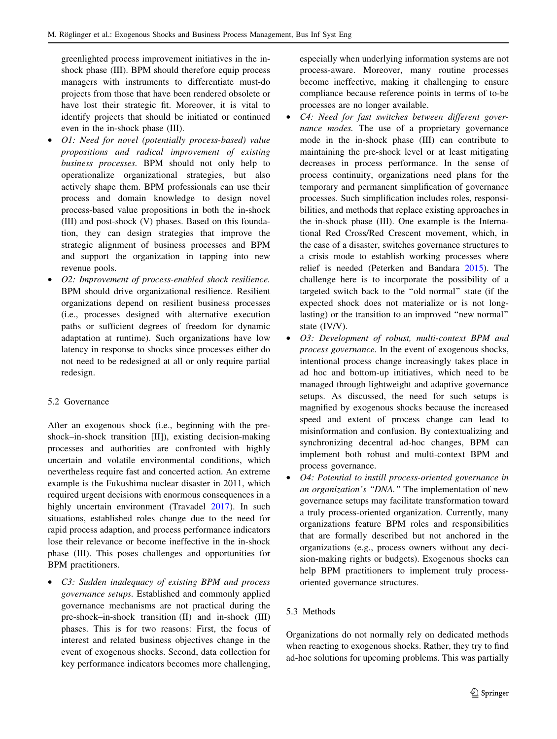greenlighted process improvement initiatives in the in-shock phase (III). BPM should therefore equip process managers with instruments to differentiate must-do projects from those that have been rendered obsolete or have lost their strategic fit. Moreover, it is vital to identify projects that should be initiated or continued even in the in-shock phase (III).

- *O1: Need for novel (potentially process-based) value propositions and radical improvement of existing business processes.* BPM should not only help to operationalize organizational strategies, but also actively shape them. BPM professionals can use their process and domain knowledge to design novel process-based value propositions in both the in-shock (III) and post-shock (V) phases. Based on this foundation, they can design strategies that improve the strategic alignment of business processes and BPM and support the organization in tapping into new revenue pools.
- *O2: Improvement of process-enabled shock resilience.* BPM should drive organizational resilience. Resilient organizations depend on resilient business processes (i.e., processes designed with alternative execution paths or sufficient degrees of freedom for dynamic adaptation at runtime). Such organizations have low latency in response to shocks since processes either do not need to be redesigned at all or only require partial redesign.

### 5.2 Governance

After an exogenous shock (i.e., beginning with the pre-shock–in-shock transition [II]), existing decision-making processes and authorities are confronted with highly uncertain and volatile environmental conditions, which nevertheless require fast and concerted action. An extreme example is the Fukushima nuclear disaster in 2011, which required urgent decisions with enormous consequences in a highly uncertain environment (Travadel 2017). In such situations, established roles change due to the need for rapid process adaption, and process performance indicators lose their relevance or become ineffective in the in-shock phase (III). This poses challenges and opportunities for BPM practitioners.

- *C3: Sudden inadequacy of existing BPM and process governance setups.* Established and commonly applied governance mechanisms are not practical during the pre-shock–in-shock transition (II) and in-shock (III) phases. This is for two reasons: First, the focus of interest and related business objectives change in the event of exogenous shocks. Second, data collection for key performance indicators becomes more challenging, especially when underlying information systems are not process-aware. Moreover, many routine processes become ineffective, making it challenging to ensure compliance because reference points in terms of to-be processes are no longer available.
- *C4: Need for fast switches between different governance modes.* The use of a proprietary governance mode in the in-shock phase (III) can contribute to maintaining the pre-shock level or at least mitigating decreases in process performance. In the sense of process continuity, organizations need plans for the temporary and permanent simplification of governance processes. Such simplification includes roles, responsibilities, and methods that replace existing approaches in the in-shock phase (III). One example is the International Red Cross/Red Crescent movement, which, in the case of a disaster, switches governance structures to a crisis mode to establish working processes where relief is needed (Peterken and Bandara 2015). The challenge here is to incorporate the possibility of a targeted switch back to the "old normal" state (if the expected shock does not materialize or is not long-lasting) or the transition to an improved "new normal" state (IV/V).
- *O3: Development of robust, multi-context BPM and process governance.* In the event of exogenous shocks, intentional process change increasingly takes place in ad hoc and bottom-up initiatives, which need to be managed through lightweight and adaptive governance setups. As discussed, the need for such setups is magnified by exogenous shocks because the increased speed and extent of process change can lead to misinformation and confusion. By contextualizing and synchronizing decentral ad-hoc changes, BPM can implement both robust and multi-context BPM and process governance.
- *O4: Potential to instill process-oriented governance in an organization's "DNA."* The implementation of new governance setups may facilitate transformation toward a truly process-oriented organization. Currently, many organizations feature BPM roles and responsibilities that are formally described but not anchored in the organizations (e.g., process owners without any decision-making rights or budgets). Exogenous shocks can help BPM practitioners to implement truly process-oriented governance structures.

### 5.3 Methods

Organizations do not normally rely on dedicated methods when reacting to exogenous shocks. Rather, they try to find ad-hoc solutions for upcoming problems. This was partially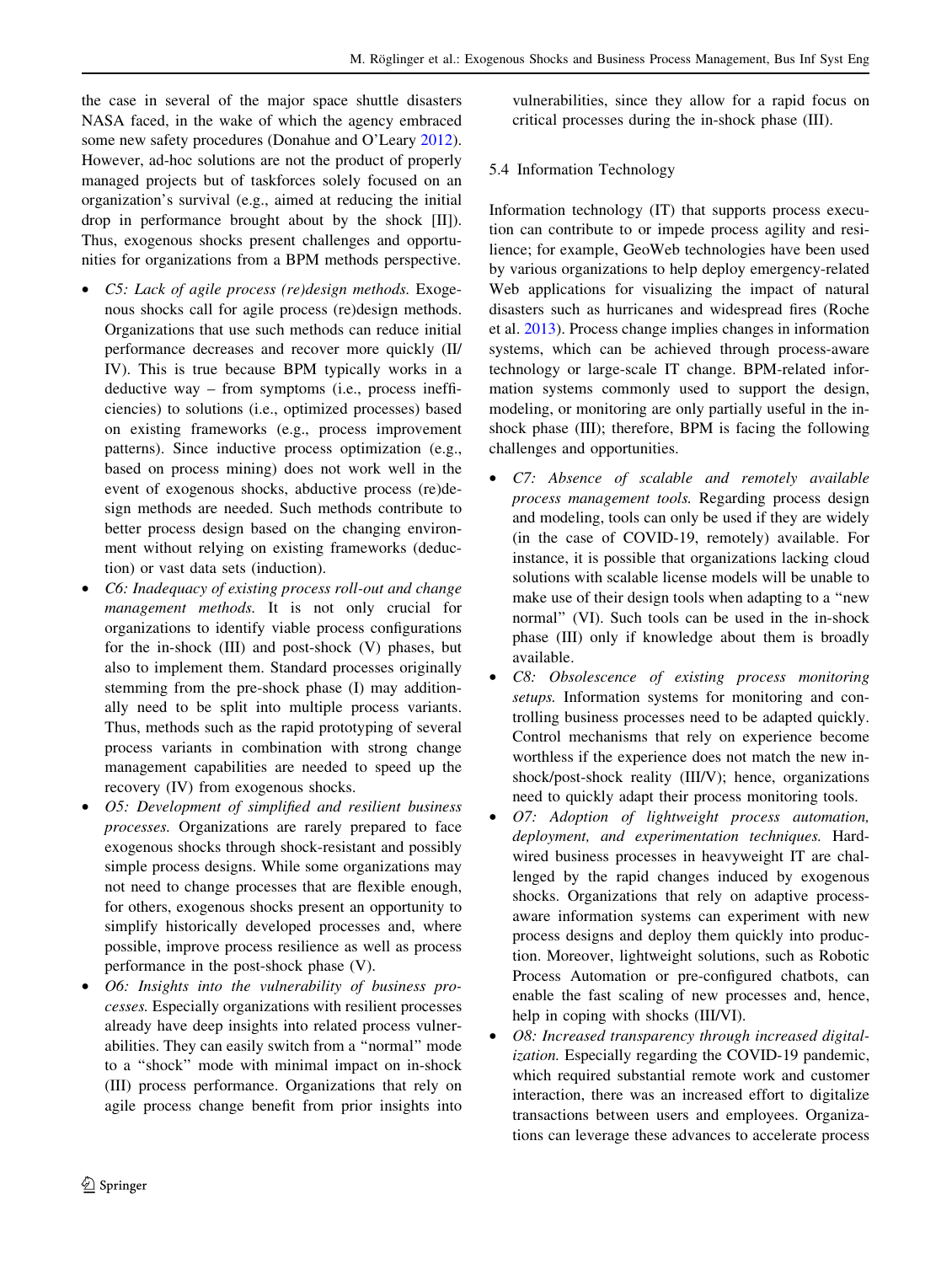the case in several of the major space shuttle disasters NASA faced, in the wake of which the agency embraced some new safety procedures (Donahue and O'Leary 2012). However, ad-hoc solutions are not the product of properly managed projects but of taskforces solely focused on an organization's survival (e.g., aimed at reducing the initial drop in performance brought about by the shock [II]). Thus, exogenous shocks present challenges and opportunities for organizations from a BPM methods perspective.

- *C5: Lack of agile process (re)design methods.* Exogenous shocks call for agile process (re)design methods. Organizations that use such methods can reduce initial performance decreases and recover more quickly (II/IV). This is true because BPM typically works in a deductive way – from symptoms (i.e., process inefficiencies) to solutions (i.e., optimized processes) based on existing frameworks (e.g., process improvement patterns). Since inductive process optimization (e.g., based on process mining) does not work well in the event of exogenous shocks, abductive process (re)design methods are needed. Such methods contribute to better process design based on the changing environment without relying on existing frameworks (deduction) or vast data sets (induction).
- *C6: Inadequacy of existing process roll-out and change management methods.* It is not only crucial for organizations to identify viable process configurations for the in-shock (III) and post-shock (V) phases, but also to implement them. Standard processes originally stemming from the pre-shock phase (I) may additionally need to be split into multiple process variants. Thus, methods such as the rapid prototyping of several process variants in combination with strong change management capabilities are needed to speed up the recovery (IV) from exogenous shocks.
- *O5: Development of simplified and resilient business processes.* Organizations are rarely prepared to face exogenous shocks through shock-resistant and possibly simple process designs. While some organizations may not need to change processes that are flexible enough, for others, exogenous shocks present an opportunity to simplify historically developed processes and, where possible, improve process resilience as well as process performance in the post-shock phase (V).
- *O6: Insights into the vulnerability of business processes.* Especially organizations with resilient processes already have deep insights into related process vulnerabilities. They can easily switch from a "normal" mode to a "shock" mode with minimal impact on in-shock (III) process performance. Organizations that rely on agile process change benefit from prior insights into vulnerabilities, since they allow for a rapid focus on critical processes during the in-shock phase (III).

### 5.4 Information Technology

Information technology (IT) that supports process execution can contribute to or impede process agility and resilience; for example, GeoWeb technologies have been used by various organizations to help deploy emergency-related Web applications for visualizing the impact of natural disasters such as hurricanes and widespread fires (Roche et al. 2013). Process change implies changes in information systems, which can be achieved through process-aware technology or large-scale IT change. BPM-related information systems commonly used to support the design, modeling, or monitoring are only partially useful in the in-shock phase (III); therefore, BPM is facing the following challenges and opportunities.

- *C7: Absence of scalable and remotely available process management tools.* Regarding process design and modeling, tools can only be used if they are widely (in the case of COVID-19, remotely) available. For instance, it is possible that organizations lacking cloud solutions with scalable license models will be unable to make use of their design tools when adapting to a "new normal" (VI). Such tools can be used in the in-shock phase (III) only if knowledge about them is broadly available.
- *C8: Obsolescence of existing process monitoring setups.* Information systems for monitoring and controlling business processes need to be adapted quickly. Control mechanisms that rely on experience become worthless if the experience does not match the new in-shock/post-shock reality (III/V); hence, organizations need to quickly adapt their process monitoring tools.
- *O7: Adoption of lightweight process automation, deployment, and experimentation techniques.* Hardwired business processes in heavyweight IT are challenged by the rapid changes induced by exogenous shocks. Organizations that rely on adaptive process-aware information systems can experiment with new process designs and deploy them quickly into production. Moreover, lightweight solutions, such as Robotic Process Automation or pre-configured chatbots, can enable the fast scaling of new processes and, hence, help in coping with shocks (III/VI).
- *O8: Increased transparency through increased digitalization.* Especially regarding the COVID-19 pandemic, which required substantial remote work and customer interaction, there was an increased effort to digitalize transactions between users and employees. Organizations can leverage these advances to accelerate process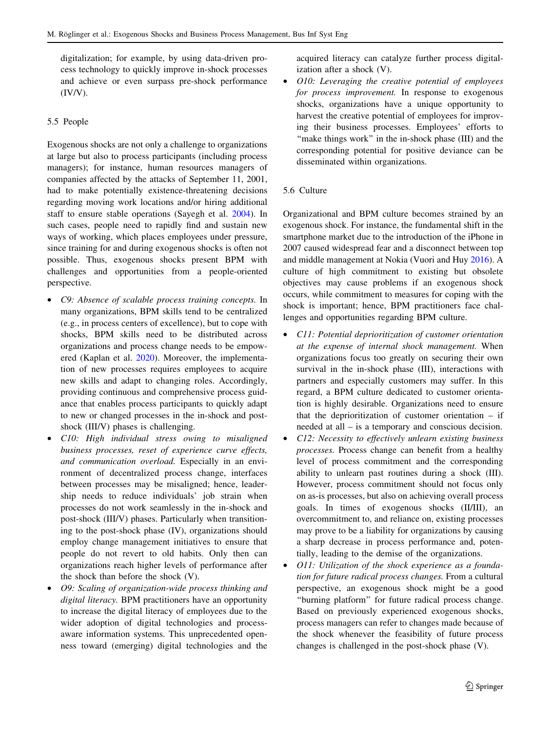digitalization; for example, by using data-driven process technology to quickly improve in-shock processes and achieve or even surpass pre-shock performance (IV/V).

### 5.5 People

Exogenous shocks are not only a challenge to organizations at large but also to process participants (including process managers); for instance, human resources managers of companies affected by the attacks of September 11, 2001, had to make potentially existence-threatening decisions regarding moving work locations and/or hiring additional staff to ensure stable operations (Sayegh et al. 2004). In such cases, people need to rapidly find and sustain new ways of working, which places employees under pressure, since training for and during exogenous shocks is often not possible. Thus, exogenous shocks present BPM with challenges and opportunities from a people-oriented perspective.

- *C9: Absence of scalable process training concepts.* In many organizations, BPM skills tend to be centralized (e.g., in process centers of excellence), but to cope with shocks, BPM skills need to be distributed across organizations and process change needs to be empowered (Kaplan et al. 2020). Moreover, the implementation of new processes requires employees to acquire new skills and adapt to changing roles. Accordingly, providing continuous and comprehensive process guidance that enables process participants to quickly adapt to new or changed processes in the in-shock and post-shock (III/V) phases is challenging.
- *C10: High individual stress owing to misaligned business processes, reset of experience curve effects, and communication overload.* Especially in an environment of decentralized process change, interfaces between processes may be misaligned; hence, leadership needs to reduce individuals' job strain when processes do not work seamlessly in the in-shock and post-shock (III/V) phases. Particularly when transitioning to the post-shock phase (IV), organizations should employ change management initiatives to ensure that people do not revert to old habits. Only then can organizations reach higher levels of performance after the shock than before the shock (V).
- *O9: Scaling of organization-wide process thinking and digital literacy.* BPM practitioners have an opportunity to increase the digital literacy of employees due to the wider adoption of digital technologies and process-aware information systems. This unprecedented openness toward (emerging) digital technologies and the acquired literacy can catalyze further process digitalization after a shock (V).
- *O10: Leveraging the creative potential of employees for process improvement.* In response to exogenous shocks, organizations have a unique opportunity to harvest the creative potential of employees for improving their business processes. Employees' efforts to "make things work" in the in-shock phase (III) and the corresponding potential for positive deviance can be disseminated within organizations.

### 5.6 Culture

Organizational and BPM culture becomes strained by an exogenous shock. For instance, the fundamental shift in the smartphone market due to the introduction of the iPhone in 2007 caused widespread fear and a disconnect between top and middle management at Nokia (Vuori and Huy 2016). A culture of high commitment to existing but obsolete objectives may cause problems if an exogenous shock occurs, while commitment to measures for coping with the shock is important; hence, BPM practitioners face challenges and opportunities regarding BPM culture.

- *C11: Potential deprioritization of customer orientation at the expense of internal shock management.* When organizations focus too greatly on securing their own survival in the in-shock phase (III), interactions with partners and especially customers may suffer. In this regard, a BPM culture dedicated to customer orientation is highly desirable. Organizations need to ensure that the deprioritization of customer orientation – if needed at all – is a temporary and conscious decision.
- *C12: Necessity to effectively unlearn existing business processes.* Process change can benefit from a healthy level of process commitment and the corresponding ability to unlearn past routines during a shock (III). However, process commitment should not focus only on as-is processes, but also on achieving overall process goals. In times of exogenous shocks (II/III), an overcommitment to, and reliance on, existing processes may prove to be a liability for organizations by causing a sharp decrease in process performance and, potentially, leading to the demise of the organizations.
- *O11: Utilization of the shock experience as a foundation for future radical process changes.* From a cultural perspective, an exogenous shock might be a good "burning platform" for future radical process change. Based on previously experienced exogenous shocks, process managers can refer to changes made because of the shock whenever the feasibility of future process changes is challenged in the post-shock phase (V).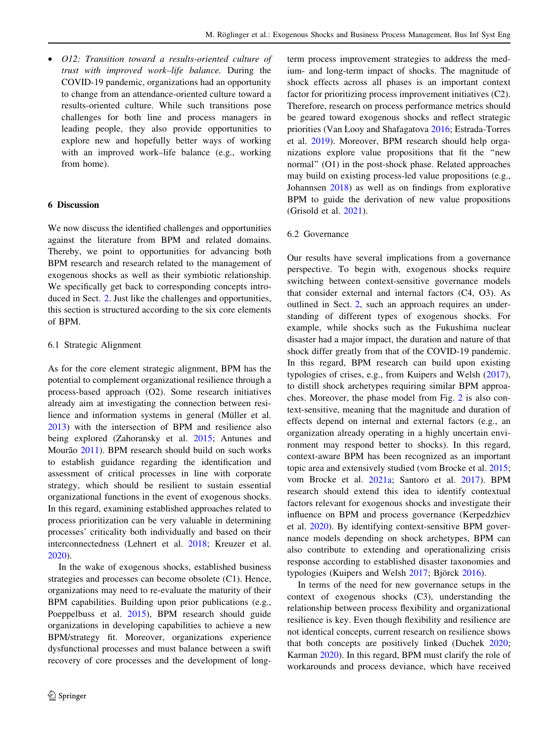- *O12: Transition toward a results-oriented culture of trust with improved work–life balance.* During the COVID-19 pandemic, organizations had an opportunity to change from an attendance-oriented culture toward a results-oriented culture. While such transitions pose challenges for both line and process managers in leading people, they also provide opportunities to explore new and hopefully better ways of working with an improved work–life balance (e.g., working from home).

## 6 Discussion

We now discuss the identified challenges and opportunities against the literature from BPM and related domains. Thereby, we point to opportunities for advancing both BPM research and research related to the management of exogenous shocks as well as their symbiotic relationship. We specifically get back to corresponding concepts introduced in Sect. 2. Just like the challenges and opportunities, this section is structured according to the six core elements of BPM.

### 6.1 Strategic Alignment

As for the core element strategic alignment, BPM has the potential to complement organizational resilience through a process-based approach (O2). Some research initiatives already aim at investigating the connection between resilience and information systems in general (Müller et al. 2013) with the intersection of BPM and resilience also being explored (Zahoransky et al. 2015; Antunes and Mourão 2011). BPM research should build on such works to establish guidance regarding the identification and assessment of critical processes in line with corporate strategy, which should be resilient to sustain essential organizational functions in the event of exogenous shocks. In this regard, examining established approaches related to process prioritization can be very valuable in determining processes' criticality both individually and based on their interconnectedness (Lehnert et al. 2018; Kreuzer et al. 2020).

In the wake of exogenous shocks, established business strategies and processes can become obsolete (C1). Hence, organizations may need to re-evaluate the maturity of their BPM capabilities. Building upon prior publications (e.g., Poeppelbuss et al. 2015), BPM research should guide organizations in developing capabilities to achieve a new BPM/strategy fit. Moreover, organizations experience dysfunctional processes and must balance between a swift recovery of core processes and the development of long-term process improvement strategies to address the medium- and long-term impact of shocks. The magnitude of shock effects across all phases is an important context factor for prioritizing process improvement initiatives (C2). Therefore, research on process performance metrics should be geared toward exogenous shocks and reflect strategic priorities (Van Looy and Shafagatova 2016; Estrada-Torres et al. 2019). Moreover, BPM research should help organizations explore value propositions that fit the "new normal" (O1) in the post-shock phase. Related approaches may build on existing process-led value propositions (e.g., Johannsen 2018) as well as on findings from explorative BPM to guide the derivation of new value propositions (Grisold et al. 2021).

### 6.2 Governance

Our results have several implications from a governance perspective. To begin with, exogenous shocks require switching between context-sensitive governance models that consider external and internal factors (C4, O3). As outlined in Sect. 2, such an approach requires an understanding of different types of exogenous shocks. For example, while shocks such as the Fukushima nuclear disaster had a major impact, the duration and nature of that shock differ greatly from that of the COVID-19 pandemic. In this regard, BPM research can build upon existing typologies of crises, e.g., from Kuipers and Welsh (2017), to distill shock archetypes requiring similar BPM approaches. Moreover, the phase model from Fig. 2 is also context-sensitive, meaning that the magnitude and duration of effects depend on internal and external factors (e.g., an organization already operating in a highly uncertain environment may respond better to shocks). In this regard, context-aware BPM has been recognized as an important topic area and extensively studied (vom Brocke et al. 2015; vom Brocke et al. 2021a; Santoro et al. 2017). BPM research should extend this idea to identify contextual factors relevant for exogenous shocks and investigate their influence on BPM and process governance (Kerpedzhiev et al. 2020). By identifying context-sensitive BPM governance models depending on shock archetypes, BPM can also contribute to extending and operationalizing crisis response according to established disaster taxonomies and typologies (Kuipers and Welsh 2017; Björck 2016).

In terms of the need for new governance setups in the context of exogenous shocks (C3), understanding the relationship between process flexibility and organizational resilience is key. Even though flexibility and resilience are not identical concepts, current research on resilience shows that both concepts are positively linked (Duchek 2020; Karman 2020). In this regard, BPM must clarify the role of workarounds and process deviance, which have received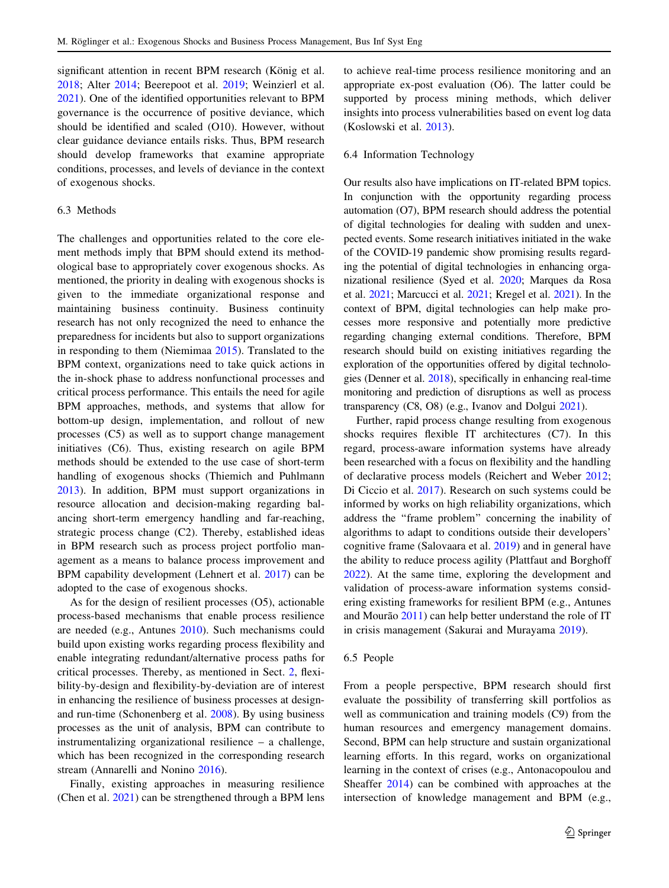significant attention in recent BPM research (König et al. 2018; Alter 2014; Beerepoot et al. 2019; Weinzierl et al. 2021). One of the identified opportunities relevant to BPM governance is the occurrence of positive deviance, which should be identified and scaled (O10). However, without clear guidance deviance entails risks. Thus, BPM research should develop frameworks that examine appropriate conditions, processes, and levels of deviance in the context of exogenous shocks.

### 6.3 Methods

The challenges and opportunities related to the core element methods imply that BPM should extend its methodological base to appropriately cover exogenous shocks. As mentioned, the priority in dealing with exogenous shocks is given to the immediate organizational response and maintaining business continuity. Business continuity research has not only recognized the need to enhance the preparedness for incidents but also to support organizations in responding to them (Niemimaa 2015). Translated to the BPM context, organizations need to take quick actions in the in-shock phase to address nonfunctional processes and critical process performance. This entails the need for agile BPM approaches, methods, and systems that allow for bottom-up design, implementation, and rollout of new processes (C5) as well as to support change management initiatives (C6). Thus, existing research on agile BPM methods should be extended to the use case of short-term handling of exogenous shocks (Thiemich and Puhlmann 2013). In addition, BPM must support organizations in resource allocation and decision-making regarding balancing short-term emergency handling and far-reaching, strategic process change (C2). Thereby, established ideas in BPM research such as process project portfolio management as a means to balance process improvement and BPM capability development (Lehnert et al. 2017) can be adopted to the case of exogenous shocks.

As for the design of resilient processes (O5), actionable process-based mechanisms that enable process resilience are needed (e.g., Antunes 2010). Such mechanisms could build upon existing works regarding process flexibility and enable integrating redundant/alternative process paths for critical processes. Thereby, as mentioned in Sect. 2, flexibility-by-design and flexibility-by-deviation are of interest in enhancing the resilience of business processes at design- and run-time (Schonenberg et al. 2008). By using business processes as the unit of analysis, BPM can contribute to instrumentalizing organizational resilience – a challenge, which has been recognized in the corresponding research stream (Annarelli and Nonino 2016).

Finally, existing approaches in measuring resilience (Chen et al. 2021) can be strengthened through a BPM lens to achieve real-time process resilience monitoring and an appropriate ex-post evaluation (O6). The latter could be supported by process mining methods, which deliver insights into process vulnerabilities based on event log data (Koslowski et al. 2013).

### 6.4 Information Technology

Our results also have implications on IT-related BPM topics. In conjunction with the opportunity regarding process automation (O7), BPM research should address the potential of digital technologies for dealing with sudden and unexpected events. Some research initiatives initiated in the wake of the COVID-19 pandemic show promising results regarding the potential of digital technologies in enhancing organizational resilience (Syed et al. 2020; Marques da Rosa et al. 2021; Marcucci et al. 2021; Kregel et al. 2021). In the context of BPM, digital technologies can help make processes more responsive and potentially more predictive regarding changing external conditions. Therefore, BPM research should build on existing initiatives regarding the exploration of the opportunities offered by digital technologies (Denner et al. 2018), specifically in enhancing real-time monitoring and prediction of disruptions as well as process transparency (C8, O8) (e.g., Ivanov and Dolgui 2021).

Further, rapid process change resulting from exogenous shocks requires flexible IT architectures (C7). In this regard, process-aware information systems have already been researched with a focus on flexibility and the handling of declarative process models (Reichert and Weber 2012; Di Ciccio et al. 2017). Research on such systems could be informed by works on high reliability organizations, which address the "frame problem" concerning the inability of algorithms to adapt to conditions outside their developers' cognitive frame (Salovaara et al. 2019) and in general have the ability to reduce process agility (Plattfaut and Borghoff 2022). At the same time, exploring the development and validation of process-aware information systems considering existing frameworks for resilient BPM (e.g., Antunes and Mourão 2011) can help better understand the role of IT in crisis management (Sakurai and Murayama 2019).

### 6.5 People

From a people perspective, BPM research should first evaluate the possibility of transferring skill portfolios as well as communication and training models (C9) from the human resources and emergency management domains. Second, BPM can help structure and sustain organizational learning efforts. In this regard, works on organizational learning in the context of crises (e.g., Antonacopoulou and Sheaffer 2014) can be combined with approaches at the intersection of knowledge management and BPM (e.g.,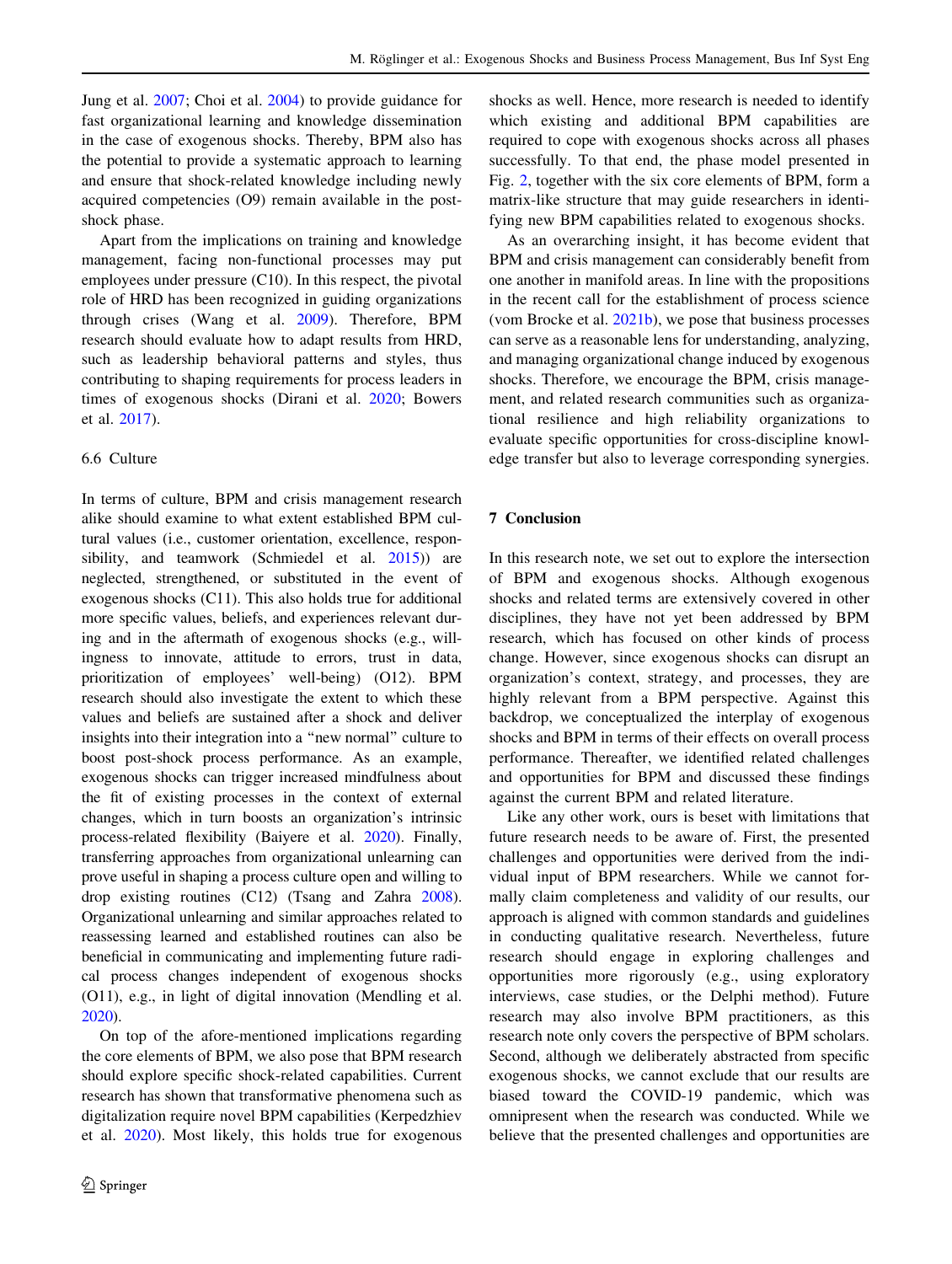Jung et al. 2007; Choi et al. 2004) to provide guidance for fast organizational learning and knowledge dissemination in the case of exogenous shocks. Thereby, BPM also has the potential to provide a systematic approach to learning and ensure that shock-related knowledge including newly acquired competencies (O9) remain available in the post-shock phase.

Apart from the implications on training and knowledge management, facing non-functional processes may put employees under pressure (C10). In this respect, the pivotal role of HRD has been recognized in guiding organizations through crises (Wang et al. 2009). Therefore, BPM research should evaluate how to adapt results from HRD, such as leadership behavioral patterns and styles, thus contributing to shaping requirements for process leaders in times of exogenous shocks (Dirani et al. 2020; Bowers et al. 2017).

### 6.6 Culture

In terms of culture, BPM and crisis management research alike should examine to what extent established BPM cultural values (i.e., customer orientation, excellence, responsibility, and teamwork (Schmiedel et al. 2015)) are neglected, strengthened, or substituted in the event of exogenous shocks (C11). This also holds true for additional more specific values, beliefs, and experiences relevant during and in the aftermath of exogenous shocks (e.g., willingness to innovate, attitude to errors, trust in data, prioritization of employees' well-being) (O12). BPM research should also investigate the extent to which these values and beliefs are sustained after a shock and deliver insights into their integration into a "new normal" culture to boost post-shock process performance. As an example, exogenous shocks can trigger increased mindfulness about the fit of existing processes in the context of external changes, which in turn boosts an organization's intrinsic process-related flexibility (Baiyere et al. 2020). Finally, transferring approaches from organizational unlearning can prove useful in shaping a process culture open and willing to drop existing routines (C12) (Tsang and Zahra 2008). Organizational unlearning and similar approaches related to reassessing learned and established routines can also be beneficial in communicating and implementing future radical process changes independent of exogenous shocks (O11), e.g., in light of digital innovation (Mendling et al. 2020).

On top of the afore-mentioned implications regarding the core elements of BPM, we also pose that BPM research should explore specific shock-related capabilities. Current research has shown that transformative phenomena such as digitalization require novel BPM capabilities (Kerpedzhiev et al. 2020). Most likely, this holds true for exogenous shocks as well. Hence, more research is needed to identify which existing and additional BPM capabilities are required to cope with exogenous shocks across all phases successfully. To that end, the phase model presented in Fig. 2, together with the six core elements of BPM, form a matrix-like structure that may guide researchers in identifying new BPM capabilities related to exogenous shocks.

As an overarching insight, it has become evident that BPM and crisis management can considerably benefit from one another in manifold areas. In line with the propositions in the recent call for the establishment of process science (vom Brocke et al. 2021b), we pose that business processes can serve as a reasonable lens for understanding, analyzing, and managing organizational change induced by exogenous shocks. Therefore, we encourage the BPM, crisis management, and related research communities such as organizational resilience and high reliability organizations to evaluate specific opportunities for cross-discipline knowledge transfer but also to leverage corresponding synergies.

## 7 Conclusion

In this research note, we set out to explore the intersection of BPM and exogenous shocks. Although exogenous shocks and related terms are extensively covered in other disciplines, they have not yet been addressed by BPM research, which has focused on other kinds of process change. However, since exogenous shocks can disrupt an organization's context, strategy, and processes, they are highly relevant from a BPM perspective. Against this backdrop, we conceptualized the interplay of exogenous shocks and BPM in terms of their effects on overall process performance. Thereafter, we identified related challenges and opportunities for BPM and discussed these findings against the current BPM and related literature.

Like any other work, ours is beset with limitations that future research needs to be aware of. First, the presented challenges and opportunities were derived from the individual input of BPM researchers. While we cannot formally claim completeness and validity of our results, our approach is aligned with common standards and guidelines in conducting qualitative research. Nevertheless, future research should engage in exploring challenges and opportunities more rigorously (e.g., using exploratory interviews, case studies, or the Delphi method). Future research may also involve BPM practitioners, as this research note only covers the perspective of BPM scholars. Second, although we deliberately abstracted from specific exogenous shocks, we cannot exclude that our results are biased toward the COVID-19 pandemic, which was omnipresent when the research was conducted. While we believe that the presented challenges and opportunities are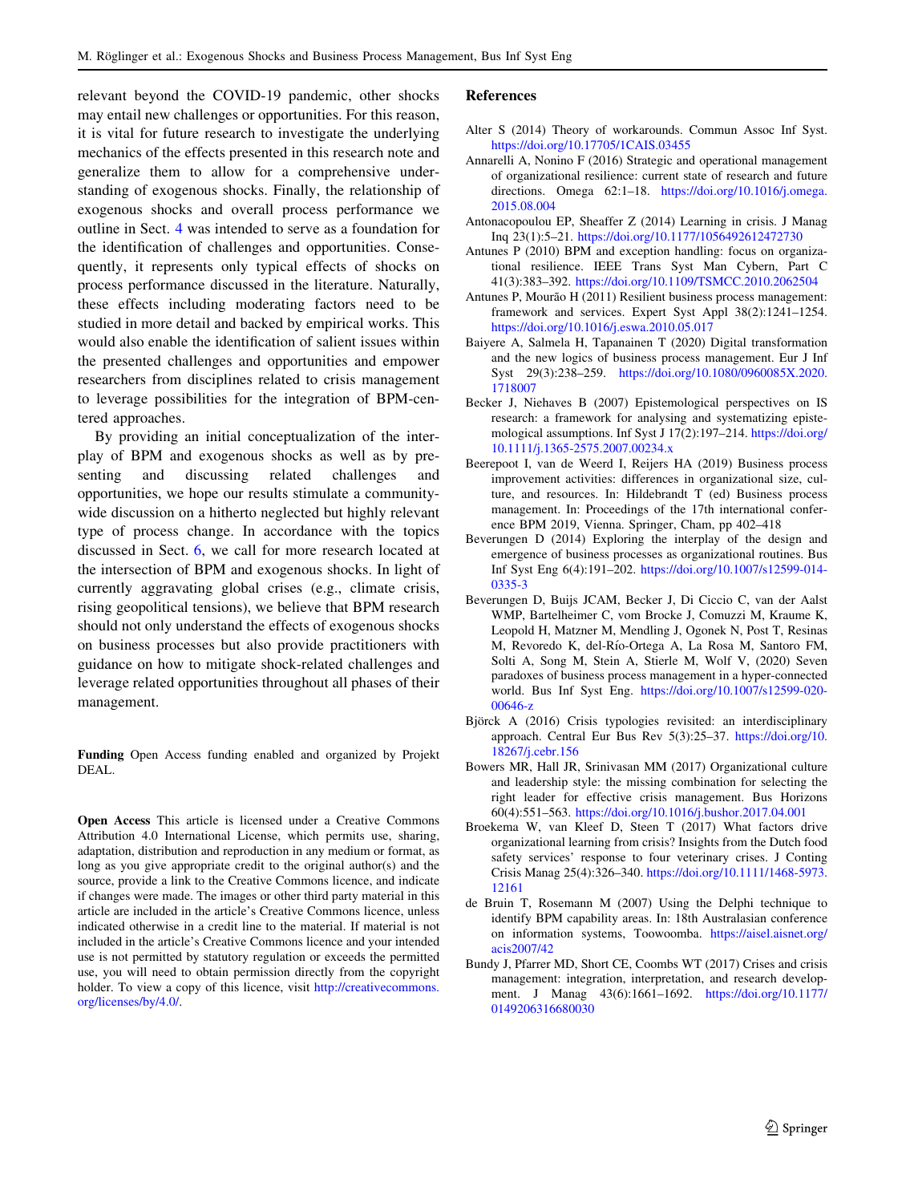relevant beyond the COVID-19 pandemic, other shocks may entail new challenges or opportunities. For this reason, it is vital for future research to investigate the underlying mechanics of the effects presented in this research note and generalize them to allow for a comprehensive understanding of exogenous shocks. Finally, the relationship of exogenous shocks and overall process performance we outline in Sect. 4 was intended to serve as a foundation for the identification of challenges and opportunities. Consequently, it represents only typical effects of shocks on process performance discussed in the literature. Naturally, these effects including moderating factors need to be studied in more detail and backed by empirical works. This would also enable the identification of salient issues within the presented challenges and opportunities and empower researchers from disciplines related to crisis management to leverage possibilities for the integration of BPM-centered approaches.

By providing an initial conceptualization of the interplay of BPM and exogenous shocks as well as by presenting and discussing related challenges and opportunities, we hope our results stimulate a community-wide discussion on a hitherto neglected but highly relevant type of process change. In accordance with the topics discussed in Sect. 6, we call for more research located at the intersection of BPM and exogenous shocks. In light of currently aggravating global crises (e.g., climate crisis, rising geopolitical tensions), we believe that BPM research should not only understand the effects of exogenous shocks on business processes but also provide practitioners with guidance on how to mitigate shock-related challenges and leverage related opportunities throughout all phases of their management.

**Funding** Open Access funding enabled and organized by Projekt DEAL.

**Open Access** This article is licensed under a Creative Commons Attribution 4.0 International License, which permits use, sharing, adaptation, distribution and reproduction in any medium or format, as long as you give appropriate credit to the original author(s) and the source, provide a link to the Creative Commons licence, and indicate if changes were made. The images or other third party material in this article are included in the article's Creative Commons licence, unless indicated otherwise in a credit line to the material. If material is not included in the article's Creative Commons licence and your intended use is not permitted by statutory regulation or exceeds the permitted use, you will need to obtain permission directly from the copyright holder. To view a copy of this licence, visit http://creativecommons.org/licenses/by/4.0/.

## References

Alter S (2014) Theory of workarounds. Commun Assoc Inf Syst. https://doi.org/10.17705/1CAIS.03455

Annarelli A, Nonino F (2016) Strategic and operational management of organizational resilience: current state of research and future directions. Omega 62:1–18. https://doi.org/10.1016/j.omega.2015.08.004

Antonacopoulou EP, Sheaffer Z (2014) Learning in crisis. J Manag Inq 23(1):5–21. https://doi.org/10.1177/1056492612472730

Antunes P (2010) BPM and exception handling: focus on organizational resilience. IEEE Trans Syst Man Cybern, Part C 41(3):383–392. https://doi.org/10.1109/TSMCC.2010.2062504

Antunes P, Mourão H (2011) Resilient business process management: framework and services. Expert Syst Appl 38(2):1241–1254. https://doi.org/10.1016/j.eswa.2010.05.017

Baiyere A, Salmela H, Tapanainen T (2020) Digital transformation and the new logics of business process management. Eur J Inf Syst 29(3):238–259. https://doi.org/10.1080/0960085X.2020.1718007

Becker J, Niehaves B (2007) Epistemological perspectives on IS research: a framework for analysing and systematizing epistemological assumptions. Inf Syst J 17(2):197–214. https://doi.org/10.1111/j.1365-2575.2007.00234.x

Beerepoot I, van de Weerd I, Reijers HA (2019) Business process improvement activities: differences in organizational size, culture, and resources. In: Hildebrandt T (ed) Business process management. In: Proceedings of the 17th international conference BPM 2019, Vienna. Springer, Cham, pp 402–418

Beverungen D (2014) Exploring the interplay of the design and emergence of business processes as organizational routines. Bus Inf Syst Eng 6(4):191–202. https://doi.org/10.1007/s12599-014-0335-3

Beverungen D, Buijs JCAM, Becker J, Di Ciccio C, van der Aalst WMP, Bartelheimer C, vom Brocke J, Comuzzi M, Kraume K, Leopold H, Matzner M, Mendling J, Ogonek N, Post T, Resinas M, Revoredo K, del-Río-Ortega A, La Rosa M, Santoro FM, Solti A, Song M, Stein A, Stierle M, Wolf V, (2020) Seven paradoxes of business process management in a hyper-connected world. Bus Inf Syst Eng. https://doi.org/10.1007/s12599-020-00646-z

Björck A (2016) Crisis typologies revisited: an interdisciplinary approach. Central Eur Bus Rev 5(3):25–37. https://doi.org/10.18267/j.cebr.156

Bowers MR, Hall JR, Srinivasan MM (2017) Organizational culture and leadership style: the missing combination for selecting the right leader for effective crisis management. Bus Horizons 60(4):551–563. https://doi.org/10.1016/j.bushor.2017.04.001

Broekema W, van Kleef D, Steen T (2017) What factors drive organizational learning from crisis? Insights from the Dutch food safety services' response to four veterinary crises. J Conting Crisis Manag 25(4):326–340. https://doi.org/10.1111/1468-5973.12161

de Bruin T, Rosemann M (2007) Using the Delphi technique to identify BPM capability areas. In: 18th Australasian conference on information systems, Toowoomba. https://aisel.aisnet.org/acis2007/42

Bundy J, Pfarrer MD, Short CE, Coombs WT (2017) Crises and crisis management: integration, interpretation, and research development. J Manag 43(6):1661–1692. https://doi.org/10.1177/0149206316680030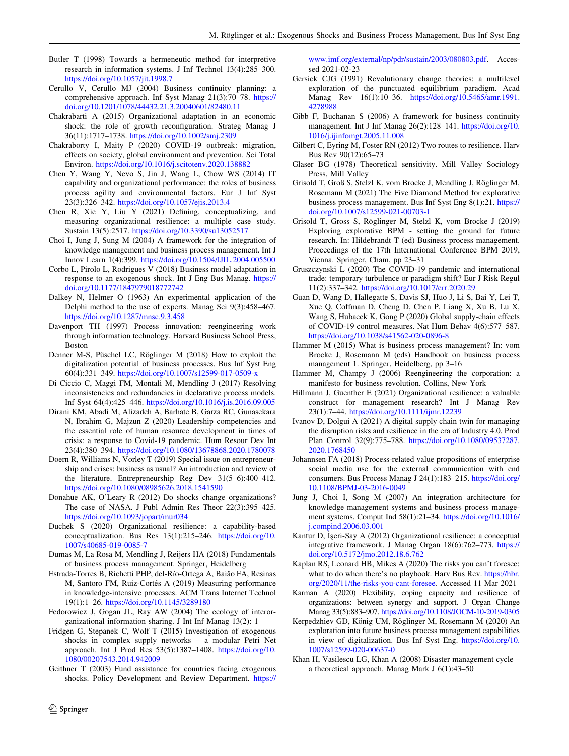Butler T (1998) Towards a hermeneutic method for interpretive research in information systems. J Inf Technol 13(4):285–300. https://doi.org/10.1057/jit.1998.7

Cerullo V, Cerullo MJ (2004) Business continuity planning: a comprehensive approach. Inf Syst Manag 21(3):70–78. https://doi.org/10.1201/1078/44432.21.3.20040601/82480.11

Chakrabarti A (2015) Organizational adaptation in an economic shock: the role of growth reconfiguration. Strateg Manag J 36(11):1717–1738. https://doi.org/10.1002/smj.2309

Chakraborty I, Maity P (2020) COVID-19 outbreak: migration, effects on society, global environment and prevention. Sci Total Environ. https://doi.org/10.1016/j.scitotenv.2020.138882

Chen Y, Wang Y, Nevo S, Jin J, Wang L, Chow WS (2014) IT capability and organizational performance: the roles of business process agility and environmental factors. Eur J Inf Syst 23(3):326–342. https://doi.org/10.1057/ejis.2013.4

Chen R, Xie Y, Liu Y (2021) Defining, conceptualizing, and measuring organizational resilience: a multiple case study. Sustain 13(5):2517. https://doi.org/10.3390/su13052517

Choi I, Jung J, Sung M (2004) A framework for the integration of knowledge management and business process management. Int J Innov Learn 1(4):399. https://doi.org/10.1504/IJIL.2004.005500

Corbo L, Pirolo L, Rodrigues V (2018) Business model adaptation in response to an exogenous shock. Int J Eng Bus Manag. https://doi.org/10.1177/1847979018772742

Dalkey N, Helmer O (1963) An experimental application of the Delphi method to the use of experts. Manag Sci 9(3):458–467. https://doi.org/10.1287/mnsc.9.3.458

Davenport TH (1997) Process innovation: reengineering work through information technology. Harvard Business School Press, Boston

Denner M-S, Püschel LC, Röglinger M (2018) How to exploit the digitalization potential of business processes. Bus Inf Syst Eng 60(4):331–349. https://doi.org/10.1007/s12599-017-0509-x

Di Ciccio C, Maggi FM, Montali M, Mendling J (2017) Resolving inconsistencies and redundancies in declarative process models. Inf Syst 64(4):425–446. https://doi.org/10.1016/j.is.2016.09.005

Dirani KM, Abadi M, Alizadeh A, Barhate B, Garza RC, Gunasekara N, Ibrahim G, Majzun Z (2020) Leadership competencies and the essential role of human resource development in times of crisis: a response to Covid-19 pandemic. Hum Resour Dev Int 23(4):380–394. https://doi.org/10.1080/13678868.2020.1780078

Doern R, Williams N, Vorley T (2019) Special issue on entrepreneurship and crises: business as usual? An introduction and review of the literature. Entrepreneurship Reg Dev 31(5–6):400–412. https://doi.org/10.1080/08985626.2018.1541590

Donahue AK, O'Leary R (2012) Do shocks change organizations? The case of NASA. J Publ Admin Res Theor 22(3):395–425. https://doi.org/10.1093/jopart/mur034

Duchek S (2020) Organizational resilience: a capability-based conceptualization. Bus Res 13(1):215–246. https://doi.org/10.1007/s40685-019-0085-7

Dumas M, La Rosa M, Mendling J, Reijers HA (2018) Fundamentals of business process management. Springer, Heidelberg

Estrada-Torres B, Richetti PHP, del-Río-Ortega A, Baião FA, Resinas M, Santoro FM, Ruiz-Cortés A (2019) Measuring performance in knowledge-intensive processes. ACM Trans Internet Technol 19(1):1–26. https://doi.org/10.1145/3289180

Fedorowicz J, Gogan JL, Ray AW (2004) The ecology of interorganizational information sharing. J Int Inf Manag 13(2): 1

Fridgen G, Stepanek C, Wolf T (2015) Investigation of exogenous shocks in complex supply networks – a modular Petri Net approach. Int J Prod Res 53(5):1387–1408. https://doi.org/10.1080/00207543.2014.942009

Geithner T (2003) Fund assistance for countries facing exogenous shocks. Policy Development and Review Department. https://www.imf.org/external/np/pdr/sustain/2003/080803.pdf. Accessed 2021-02-23

Gersick CJG (1991) Revolutionary change theories: a multilevel exploration of the punctuated equilibrium paradigm. Acad Manag Rev 16(1):10–36. https://doi.org/10.5465/amr.1991.4278988

Gibb F, Buchanan S (2006) A framework for business continuity management. Int J Inf Manag 26(2):128–141. https://doi.org/10.1016/j.ijinfomgt.2005.11.008

Gilbert C, Eyring M, Foster RN (2012) Two routes to resilience. Harv Bus Rev 90(12):65–73

Glaser BG (1978) Theoretical sensitivity. Mill Valley Sociology Press, Mill Valley

Grisold T, Groß S, Stelzl K, vom Brocke J, Mendling J, Röglinger M, Rosemann M (2021) The Five Diamond Method for explorative business process management. Bus Inf Syst Eng 8(1):21. https://doi.org/10.1007/s12599-021-00703-1

Grisold T, Gross S, Röglinger M, Stelzl K, vom Brocke J (2019) Exploring explorative BPM - setting the ground for future research. In: Hildebrandt T (ed) Business process management. Proceedings of the 17th International Conference BPM 2019, Vienna. Springer, Cham, pp 23–31

Gruszczynski L (2020) The COVID-19 pandemic and international trade: temporary turbulence or paradigm shift? Eur J Risk Regul 11(2):337–342. https://doi.org/10.1017/err.2020.29

Guan D, Wang D, Hallegatte S, Davis SJ, Huo J, Li S, Bai Y, Lei T, Xue Q, Coffman D, Cheng D, Chen P, Liang X, Xu B, Lu X, Wang S, Hubacek K, Gong P (2020) Global supply-chain effects of COVID-19 control measures. Nat Hum Behav 4(6):577–587. https://doi.org/10.1038/s41562-020-0896-8

Hammer M (2015) What is business process management? In: vom Brocke J, Rosemann M (eds) Handbook on business process management 1. Springer, Heidelberg, pp 3–16

Hammer M, Champy J (2006) Reengineering the corporation: a manifesto for business revolution. Collins, New York

Hillmann J, Guenther E (2021) Organizational resilience: a valuable construct for management research? Int J Manag Rev 23(1):7–44. https://doi.org/10.1111/ijmr.12239

Ivanov D, Dolgui A (2021) A digital supply chain twin for managing the disruption risks and resilience in the era of Industry 4.0. Prod Plan Control 32(9):775–788. https://doi.org/10.1080/09537287.2020.1768450

Johannsen FA (2018) Process-related value propositions of enterprise social media use for the external communication with end consumers. Bus Process Manag J 24(1):183–215. https://doi.org/10.1108/BPMJ-03-2016-0049

Jung J, Choi I, Song M (2007) An integration architecture for knowledge management systems and business process management systems. Comput Ind 58(1):21–34. https://doi.org/10.1016/j.compind.2006.03.001

Kantur D, İşeri-Say A (2012) Organizational resilience: a conceptual integrative framework. J Manag Organ 18(6):762–773. https://doi.org/10.5172/jmo.2012.18.6.762

Kaplan RS, Leonard HB, Mikes A (2020) The risks you can't foresee: what to do when there's no playbook. Harv Bus Rev. https://hbr.org/2020/11/the-risks-you-cant-foresee. Accessed 11 Mar 2021

Karman A (2020) Flexibility, coping capacity and resilience of organizations: between synergy and support. J Organ Change Manag 33(5):883–907. https://doi.org/10.1108/JOCM-10-2019-0305

Kerpedzhiev GD, König UM, Röglinger M, Rosemann M (2020) An exploration into future business process management capabilities in view of digitalization. Bus Inf Syst Eng. https://doi.org/10.1007/s12599-020-00637-0

Khan H, Vasilescu LG, Khan A (2008) Disaster management cycle – a theoretical approach. Manag Mark J 6(1):43–50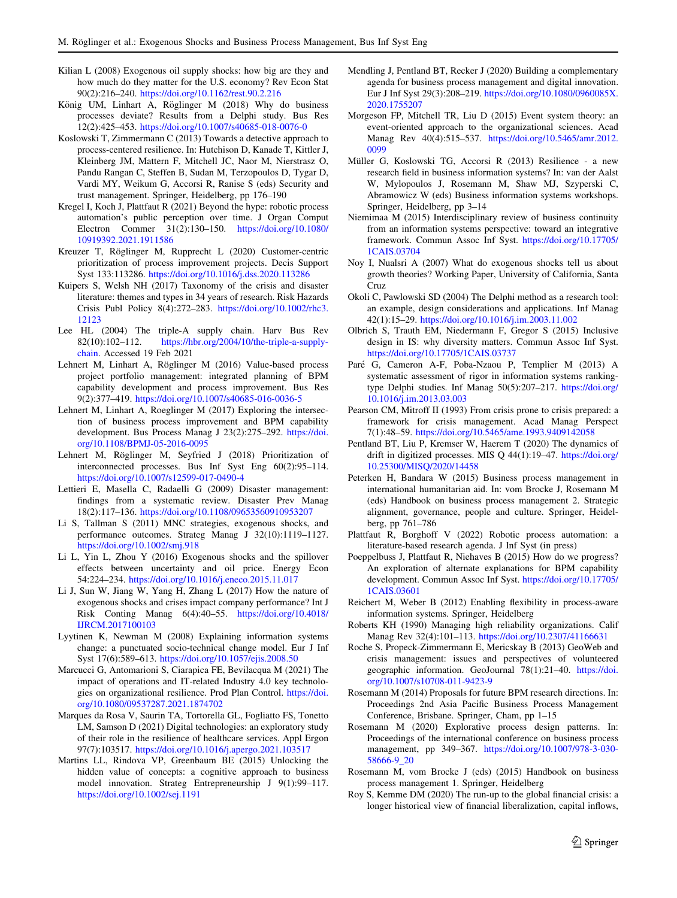Kilian L (2008) Exogenous oil supply shocks: how big are they and how much do they matter for the U.S. economy? Rev Econ Stat 90(2):216–240. https://doi.org/10.1162/rest.90.2.216

König UM, Linhart A, Röglinger M (2018) Why do business processes deviate? Results from a Delphi study. Bus Res 12(2):425–453. https://doi.org/10.1007/s40685-018-0076-0

Koslowski T, Zimmermann C (2013) Towards a detective approach to process-centered resilience. In: Hutchison D, Kanade T, Kittler J, Kleinberg JM, Mattern F, Mitchell JC, Naor M, Nierstrasz O, Pandu Rangan C, Steffen B, Sudan M, Terzopoulos D, Tygar D, Vardi MY, Weikum G, Accorsi R, Ranise S (eds) Security and trust management. Springer, Heidelberg, pp 176–190

Kregel I, Koch J, Plattfaut R (2021) Beyond the hype: robotic process automation's public perception over time. J Organ Comput Electron Commer 31(2):130–150. https://doi.org/10.1080/10919392.2021.1911586

Kreuzer T, Röglinger M, Rupprecht L (2020) Customer-centric prioritization of process improvement projects. Decis Support Syst 133:113286. https://doi.org/10.1016/j.dss.2020.113286

Kuipers S, Welsh NH (2017) Taxonomy of the crisis and disaster literature: themes and types in 34 years of research. Risk Hazards Crisis Publ Policy 8(4):272–283. https://doi.org/10.1002/rhc3.12123

Lee HL (2004) The triple-A supply chain. Harv Bus Rev 82(10):102–112. https://hbr.org/2004/10/the-triple-a-supply-chain. Accessed 19 Feb 2021

Lehnert M, Linhart A, Röglinger M (2016) Value-based process project portfolio management: integrated planning of BPM capability development and process improvement. Bus Res 9(2):377–419. https://doi.org/10.1007/s40685-016-0036-5

Lehnert M, Linhart A, Roeglinger M (2017) Exploring the intersection of business process improvement and BPM capability development. Bus Process Manag J 23(2):275–292. https://doi.org/10.1108/BPMJ-05-2016-0095

Lehnert M, Röglinger M, Seyfried J (2018) Prioritization of interconnected processes. Bus Inf Syst Eng 60(2):95–114. https://doi.org/10.1007/s12599-017-0490-4

Lettieri E, Masella C, Radaelli G (2009) Disaster management: findings from a systematic review. Disaster Prev Manag 18(2):117–136. https://doi.org/10.1108/09653560910953207

Li S, Tallman S (2011) MNC strategies, exogenous shocks, and performance outcomes. Strateg Manag J 32(10):1119–1127. https://doi.org/10.1002/smj.918

Li L, Yin L, Zhou Y (2016) Exogenous shocks and the spillover effects between uncertainty and oil price. Energy Econ 54:224–234. https://doi.org/10.1016/j.eneco.2015.11.017

Li J, Sun W, Jiang W, Yang H, Zhang L (2017) How the nature of exogenous shocks and crises impact company performance? Int J Risk Conting Manag 6(4):40–55. https://doi.org/10.4018/IJRCM.2017100103

Lyytinen K, Newman M (2008) Explaining information systems change: a punctuated socio-technical change model. Eur J Inf Syst 17(6):589–613. https://doi.org/10.1057/ejis.2008.50

Marcucci G, Antomarioni S, Ciarapica FE, Bevilacqua M (2021) The impact of operations and IT-related Industry 4.0 key technologies on organizational resilience. Prod Plan Control. https://doi.org/10.1080/09537287.2021.1874702

Marques da Rosa V, Saurin TA, Tortorella GL, Fogliatto FS, Tonetto LM, Samson D (2021) Digital technologies: an exploratory study of their role in the resilience of healthcare services. Appl Ergon 97(7):103517. https://doi.org/10.1016/j.apergo.2021.103517

Martins LL, Rindova VP, Greenbaum BE (2015) Unlocking the hidden value of concepts: a cognitive approach to business model innovation. Strateg Entrepreneurship J 9(1):99–117. https://doi.org/10.1002/sej.1191

Mendling J, Pentland BT, Recker J (2020) Building a complementary agenda for business process management and digital innovation. Eur J Inf Syst 29(3):208–219. https://doi.org/10.1080/0960085X.2020.1755207

Morgeson FP, Mitchell TR, Liu D (2015) Event system theory: an event-oriented approach to the organizational sciences. Acad Manag Rev 40(4):515–537. https://doi.org/10.5465/amr.2012.0099

Müller G, Koslowski TG, Accorsi R (2013) Resilience - a new research field in business information systems? In: van der Aalst W, Mylopoulos J, Rosemann M, Shaw MJ, Szyperski C, Abramowicz W (eds) Business information systems workshops. Springer, Heidelberg, pp 3–14

Niemimaa M (2015) Interdisciplinary review of business continuity from an information systems perspective: toward an integrative framework. Commun Assoc Inf Syst. https://doi.org/10.17705/1CAIS.03704

Noy I, Nualsri A (2007) What do exogenous shocks tell us about growth theories? Working Paper, University of California, Santa Cruz

Okoli C, Pawlowski SD (2004) The Delphi method as a research tool: an example, design considerations and applications. Inf Manag 42(1):15–29. https://doi.org/10.1016/j.im.2003.11.002

Olbrich S, Trauth EM, Niedermann F, Gregor S (2015) Inclusive design in IS: why diversity matters. Commun Assoc Inf Syst. https://doi.org/10.17705/1CAIS.03737

Paré G, Cameron A-F, Poba-Nzaou P, Templier M (2013) A systematic assessment of rigor in information systems ranking-type Delphi studies. Inf Manag 50(5):207–217. https://doi.org/10.1016/j.im.2013.03.003

Pearson CM, Mitroff II (1993) From crisis prone to crisis prepared: a framework for crisis management. Acad Manag Perspect 7(1):48–59. https://doi.org/10.5465/ame.1993.9409142058

Pentland BT, Liu P, Kremser W, Haerem T (2020) The dynamics of drift in digitized processes. MIS Q 44(1):19–47. https://doi.org/10.25300/MISQ/2020/14458

Peterken H, Bandara W (2015) Business process management in international humanitarian aid. In: vom Brocke J, Rosemann M (eds) Handbook on business process management 2. Strategic alignment, governance, people and culture. Springer, Heidelberg, pp 761–786

Plattfaut R, Borghoff V (2022) Robotic process automation: a literature-based research agenda. J Inf Syst (in press)

Poeppelbuss J, Plattfaut R, Niehaves B (2015) How do we progress? An exploration of alternate explanations for BPM capability development. Commun Assoc Inf Syst. https://doi.org/10.17705/1CAIS.03601

Reichert M, Weber B (2012) Enabling flexibility in process-aware information systems. Springer, Heidelberg

Roberts KH (1990) Managing high reliability organizations. Calif Manag Rev 32(4):101–113. https://doi.org/10.2307/41166631

Roche S, Propeck-Zimmermann E, Mericskay B (2013) GeoWeb and crisis management: issues and perspectives of volunteered geographic information. GeoJournal 78(1):21–40. https://doi.org/10.1007/s10708-011-9423-9

Rosemann M (2014) Proposals for future BPM research directions. In: Proceedings 2nd Asia Pacific Business Process Management Conference, Brisbane. Springer, Cham, pp 1–15

Rosemann M (2020) Explorative process design patterns. In: Proceedings of the international conference on business process management, pp 349–367. https://doi.org/10.1007/978-3-030-58666-9_20

Rosemann M, vom Brocke J (eds) (2015) Handbook on business process management 1. Springer, Heidelberg

Roy S, Kemme DM (2020) The run-up to the global financial crisis: a longer historical view of financial liberalization, capital inflows,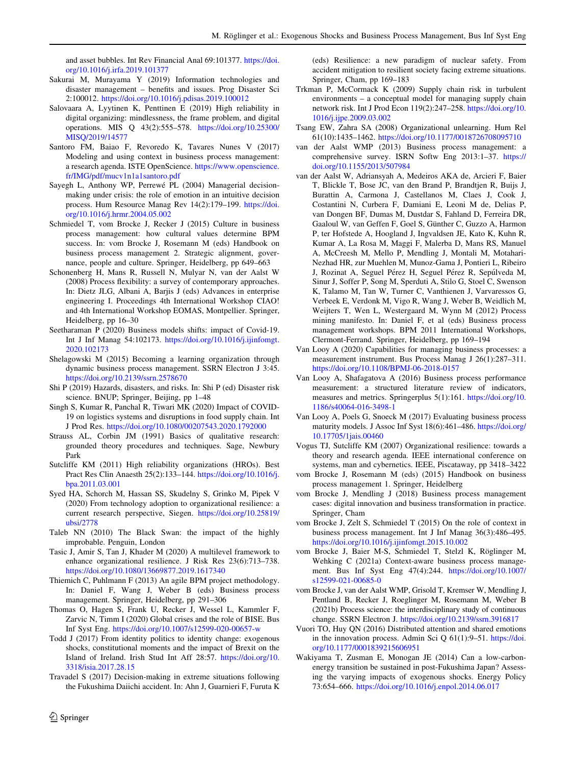and asset bubbles. Int Rev Financial Anal 69:101377. https://doi.org/10.1016/j.irfa.2019.101377

Sakurai M, Murayama Y (2019) Information technologies and disaster management – benefits and issues. Prog Disaster Sci 2:100012. https://doi.org/10.1016/j.pdisas.2019.100012

Salovaara A, Lyytinen K, Penttinen E (2019) High reliability in digital organizing: mindlessness, the frame problem, and digital operations. MIS Q 43(2):555–578. https://doi.org/10.25300/MISQ/2019/14577

Santoro FM, Baiao F, Revoredo K, Tavares Nunes V (2017) Modeling and using context in business process management: a research agenda. ISTE OpenScience. https://www.openscience.fr/IMG/pdf/mucv1n1a1santoro.pdf

Sayegh L, Anthony WP, Perrewé PL (2004) Managerial decision-making under crisis: the role of emotion in an intuitive decision process. Hum Resource Manag Rev 14(2):179–199. https://doi.org/10.1016/j.hrmr.2004.05.002

Schmiedel T, vom Brocke J, Recker J (2015) Culture in business process management: how cultural values determine BPM success. In: vom Brocke J, Rosemann M (eds) Handbook on business process management 2. Strategic alignment, governance, people and culture. Springer, Heidelberg, pp 649–663

Schonenberg H, Mans R, Russell N, Mulyar N, van der Aalst W (2008) Process flexibility: a survey of contemporary approaches. In: Dietz JLG, Albani A, Barjis J (eds) Advances in enterprise engineering I. Proceedings 4th International Workshop CIAO! and 4th International Workshop EOMAS, Montpellier. Springer, Heidelberg, pp 16–30

Seetharaman P (2020) Business models shifts: impact of Covid-19. Int J Inf Manag 54:102173. https://doi.org/10.1016/j.ijinfomgt.2020.102173

Shelagowski M (2015) Becoming a learning organization through dynamic business process management. SSRN Electron J 3:45. https://doi.org/10.2139/ssrn.2578670

Shi P (2019) Hazards, disasters, and risks. In: Shi P (ed) Disaster risk science. BNUP; Springer, Beijing, pp 1–48

Singh S, Kumar R, Panchal R, Tiwari MK (2020) Impact of COVID-19 on logistics systems and disruptions in food supply chain. Int J Prod Res. https://doi.org/10.1080/00207543.2020.1792000

Strauss AL, Corbin JM (1991) Basics of qualitative research: grounded theory procedures and techniques. Sage, Newbury Park

Sutcliffe KM (2011) High reliability organizations (HROs). Best Pract Res Clin Anaesth 25(2):133–144. https://doi.org/10.1016/j.bpa.2011.03.001

Syed HA, Schorch M, Hassan SS, Skudelny S, Grinko M, Pipek V (2020) From technology adoption to organizational resilience: a current research perspective, Siegen. https://doi.org/10.25819/ubsi/2778

Taleb NN (2010) The Black Swan: the impact of the highly improbable. Penguin, London

Tasic J, Amir S, Tan J, Khader M (2020) A multilevel framework to enhance organizational resilience. J Risk Res 23(6):713–738. https://doi.org/10.1080/13669877.2019.1617340

Thiemich C, Puhlmann F (2013) An agile BPM project methodology. In: Daniel F, Wang J, Weber B (eds) Business process management. Springer, Heidelberg, pp 291–306

Thomas O, Hagen S, Frank U, Recker J, Wessel L, Kammler F, Zarvic N, Timm I (2020) Global crises and the role of BISE. Bus Inf Syst Eng. https://doi.org/10.1007/s12599-020-00657-w

Todd J (2017) From identity politics to identity change: exogenous shocks, constitutional moments and the impact of Brexit on the Island of Ireland. Irish Stud Int Aff 28:57. https://doi.org/10.3318/isia.2017.28.15

Travadel S (2017) Decision-making in extreme situations following the Fukushima Daiichi accident. In: Ahn J, Guarnieri F, Furuta K (eds) Resilience: a new paradigm of nuclear safety. From accident mitigation to resilient society facing extreme situations. Springer, Cham, pp 169–183

Trkman P, McCormack K (2009) Supply chain risk in turbulent environments – a conceptual model for managing supply chain network risk. Int J Prod Econ 119(2):247–258. https://doi.org/10.1016/j.ijpe.2009.03.002

Tsang EW, Zahra SA (2008) Organizational unlearning. Hum Rel 61(10):1435–1462. https://doi.org/10.1177/0018726708095710

van der Aalst WMP (2013) Business process management: a comprehensive survey. ISRN Softw Eng 2013:1–37. https://doi.org/10.1155/2013/507984

van der Aalst W, Adriansyah A, Medeiros AKA de, Arcieri F, Baier T, Blickle T, Bose JC, van den Brand P, Brandtjen R, Buijs J, Burattin A, Carmona J, Castellanos M, Claes J, Cook J, Costantini N, Curbera F, Damiani E, Leoni M de, Delias P, van Dongen BF, Dumas M, Dustdar S, Fahland D, Ferreira DR, Gaaloul W, van Geffen F, Goel S, Günther C, Guzzo A, Harmon P, ter Hofstede A, Hoogland J, Ingvaldsen JE, Kato K, Kuhn R, Kumar A, La Rosa M, Maggi F, Malerba D, Mans RS, Manuel A, McCreesh M, Mello P, Mendling J, Montali M, Motahari-Nezhad HR, zur Muehlen M, Munoz-Gama J, Pontieri L, Ribeiro J, Rozinat A, Seguel Pérez H, Seguel Pérez R, Sepúlveda M, Sinur J, Soffer P, Song M, Sperduti A, Stilo G, Stoel C, Swenson K, Talamo M, Tan W, Turner C, Vanthienen J, Varvaressos G, Verbeek E, Verdonk M, Vigo R, Wang J, Weber B, Weidlich M, Weijters T, Wen L, Westergaard M, Wynn M (2012) Process mining manifesto. In: Daniel F, et al (eds) Business process management workshops. BPM 2011 International Workshops, Clermont-Ferrand. Springer, Heidelberg, pp 169–194

Van Looy A (2020) Capabilities for managing business processes: a measurement instrument. Bus Process Manag J 26(1):287–311. https://doi.org/10.1108/BPMJ-06-2018-0157

Van Looy A, Shafagatova A (2016) Business process performance measurement: a structured literature review of indicators, measures and metrics. Springerplus 5(1):161. https://doi.org/10.1186/s40064-016-3498-1

Van Looy A, Poels G, Snoeck M (2017) Evaluating business process maturity models. J Assoc Inf Syst 18(6):461–486. https://doi.org/10.17705/1jais.00460

Vogus TJ, Sutcliffe KM (2007) Organizational resilience: towards a theory and research agenda. IEEE international conference on systems, man and cybernetics. IEEE, Piscataway, pp 3418–3422

vom Brocke J, Rosemann M (eds) (2015) Handbook on business process management 1. Springer, Heidelberg

vom Brocke J, Mendling J (2018) Business process management cases: digital innovation and business transformation in practice. Springer, Cham

vom Brocke J, Zelt S, Schmiedel T (2015) On the role of context in business process management. Int J Inf Manag 36(3):486–495. https://doi.org/10.1016/j.ijinfomgt.2015.10.002

vom Brocke J, Baier M-S, Schmiedel T, Stelzl K, Röglinger M, Wehking C (2021a) Context-aware business process management. Bus Inf Syst Eng 47(4):244. https://doi.org/10.1007/s12599-021-00685-0

vom Brocke J, van der Aalst WMP, Grisold T, Kremser W, Mendling J, Pentland B, Recker J, Roeglinger M, Rosemann M, Weber B (2021b) Process science: the interdisciplinary study of continuous change. SSRN Electron J. https://doi.org/10.2139/ssrn.3916817

Vuori TO, Huy QN (2016) Distributed attention and shared emotions in the innovation process. Admin Sci Q 61(1):9–51. https://doi.org/10.1177/0001839215606951

Wakiyama T, Zusman E, Monogan JE (2014) Can a low-carbon-energy transition be sustained in post-Fukushima Japan? Assessing the varying impacts of exogenous shocks. Energy Policy 73:654–666. https://doi.org/10.1016/j.enpol.2014.06.017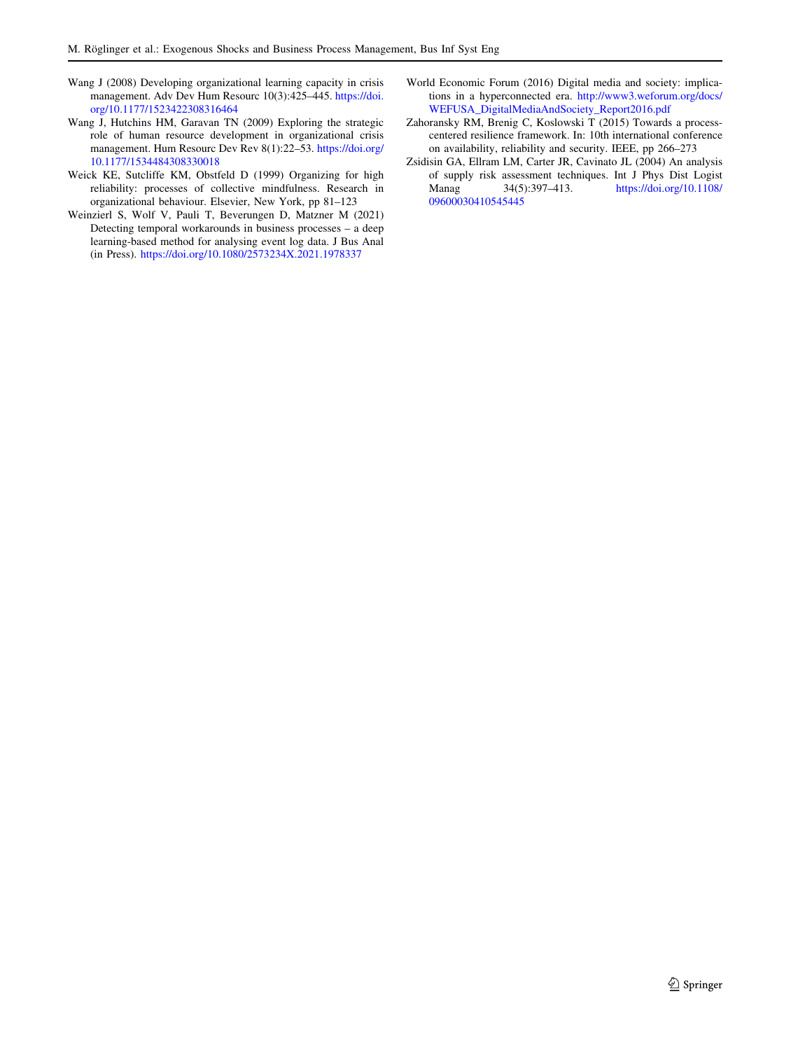Wang J (2008) Developing organizational learning capacity in crisis management. Adv Dev Hum Resourc 10(3):425–445. https://doi.org/10.1177/1523422308316464

Wang J, Hutchins HM, Garavan TN (2009) Exploring the strategic role of human resource development in organizational crisis management. Hum Resourc Dev Rev 8(1):22–53. https://doi.org/10.1177/1534484308330018

Weick KE, Sutcliffe KM, Obstfeld D (1999) Organizing for high reliability: processes of collective mindfulness. Research in organizational behaviour. Elsevier, New York, pp 81–123

Weinzierl S, Wolf V, Pauli T, Beverungen D, Matzner M (2021) Detecting temporal workarounds in business processes – a deep learning-based method for analysing event log data. J Bus Anal (in Press). https://doi.org/10.1080/2573234X.2021.1978337

World Economic Forum (2016) Digital media and society: implications in a hyperconnected era. http://www3.weforum.org/docs/WEFUSA_DigitalMediaAndSociety_Report2016.pdf

Zahoransky RM, Brenig C, Koslowski T (2015) Towards a process-centered resilience framework. In: 10th international conference on availability, reliability and security. IEEE, pp 266–273

Zsidisin GA, Ellram LM, Carter JR, Cavinato JL (2004) An analysis of supply risk assessment techniques. Int J Phys Dist Logist Manag 34(5):397–413. https://doi.org/10.1108/09600030410545445